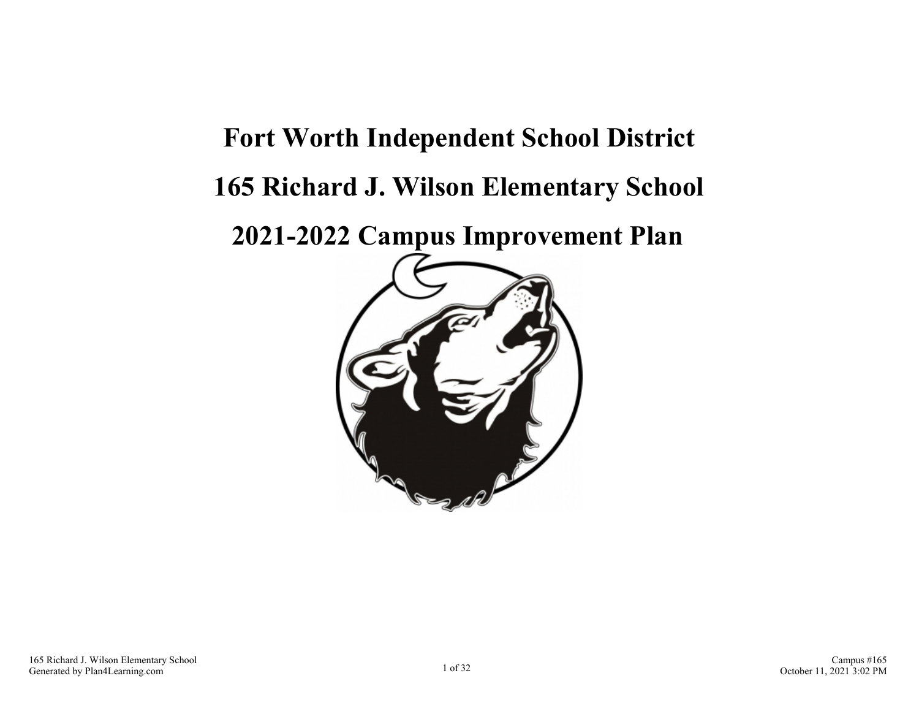# Fort Worth Independent School District

# 165 Richard J. Wilson Elementary School

# 2021-2022 Campus Improvement Plan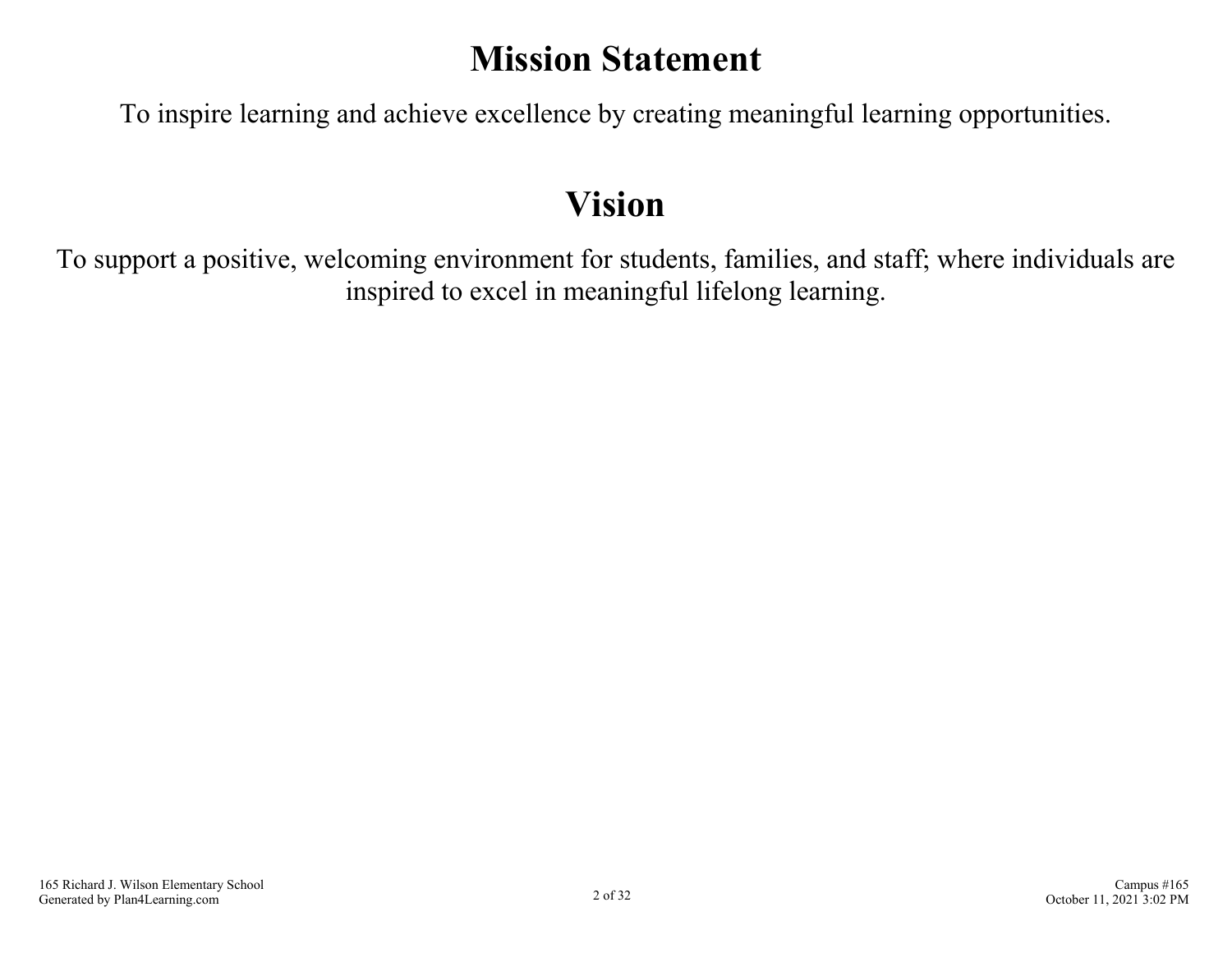# Mission Statement

To inspire learning and achieve excellence by creating meaningful learning opportunities.

# Vision

To support a positive, welcoming environment for students, families, and staff; where individuals are inspired to excel in meaningful lifelong learning.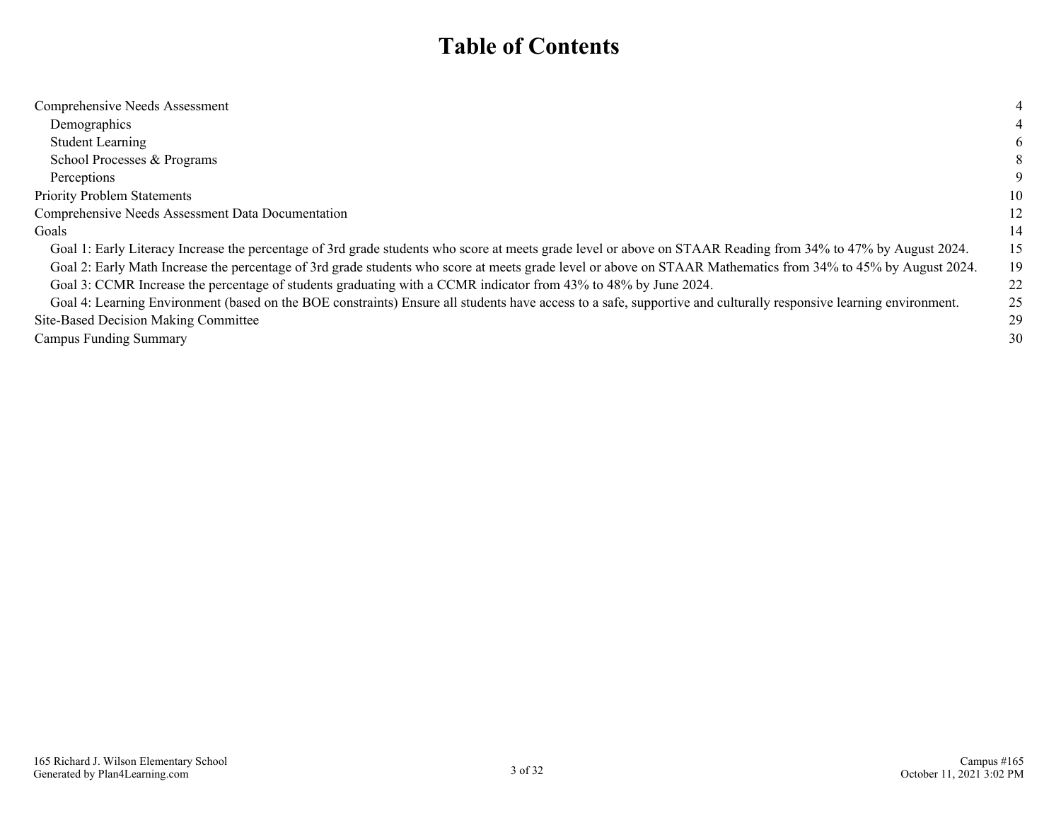# Table of Contents

| | |
|---|---|
| Comprehensive Needs Assessment | 4 |
| Demographics | 4 |
| Student Learning | 6 |
| School Processes & Programs | 8 |
| Perceptions | 9 |
| Priority Problem Statements | 10 |
| Comprehensive Needs Assessment Data Documentation | 12 |
| Goals | 14 |
| Goal 1: Early Literacy Increase the percentage of 3rd grade students who score at meets grade level or above on STAAR Reading from 34% to 47% by August 2024. | 15 |
| Goal 2: Early Math Increase the percentage of 3rd grade students who score at meets grade level or above on STAAR Mathematics from 34% to 45% by August 2024. | 19 |
| Goal 3: CCMR Increase the percentage of students graduating with a CCMR indicator from 43% to 48% by June 2024. | 22 |
| Goal 4: Learning Environment (based on the BOE constraints) Ensure all students have access to a safe, supportive and culturally responsive learning environment. | 25 |
| Site-Based Decision Making Committee | 29 |
| Campus Funding Summary | 30 |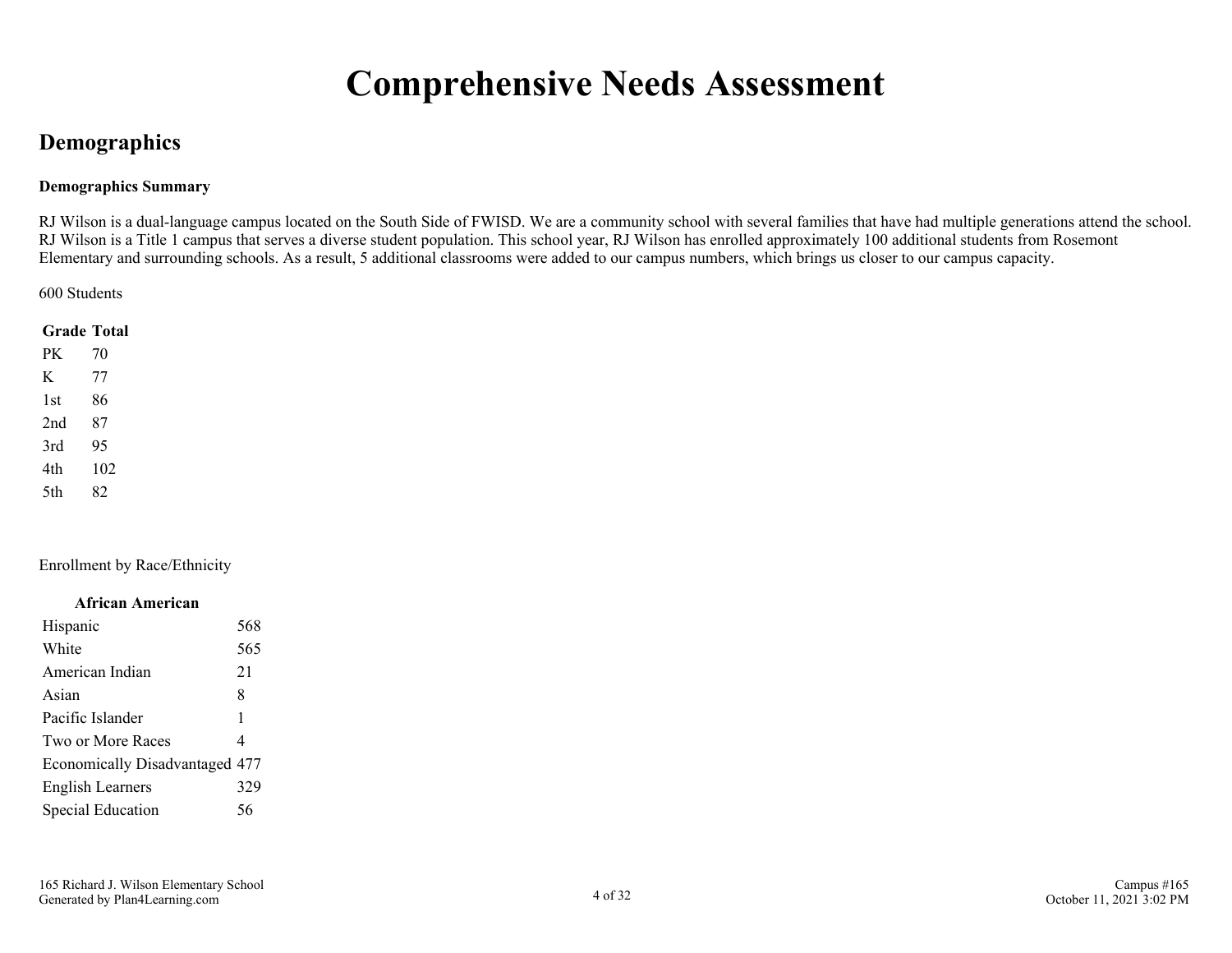# Comprehensive Needs Assessment

## Demographics

**Demographics Summary**

RJ Wilson is a dual-language campus located on the South Side of FWISD. We are a community school with several families that have had multiple generations attend the school. RJ Wilson is a Title 1 campus that serves a diverse student population. This school year, RJ Wilson has enrolled approximately 100 additional students from Rosemont Elementary and surrounding schools. As a result, 5 additional classrooms were added to our campus numbers, which brings us closer to our campus capacity.

600 Students

| Grade | Total |
|---|---|
| PK | 70 |
| K | 77 |
| 1st | 86 |
| 2nd | 87 |
| 3rd | 95 |
| 4th | 102 |
| 5th | 82 |

Enrollment by Race/Ethnicity

| African American | |
|---|---|
| Hispanic | 568 |
| White | 565 |
| American Indian | 21 |
| Asian | 8 |
| Pacific Islander | 1 |
| Two or More Races | 4 |
| Economically Disadvantaged | 477 |
| English Learners | 329 |
| Special Education | 56 |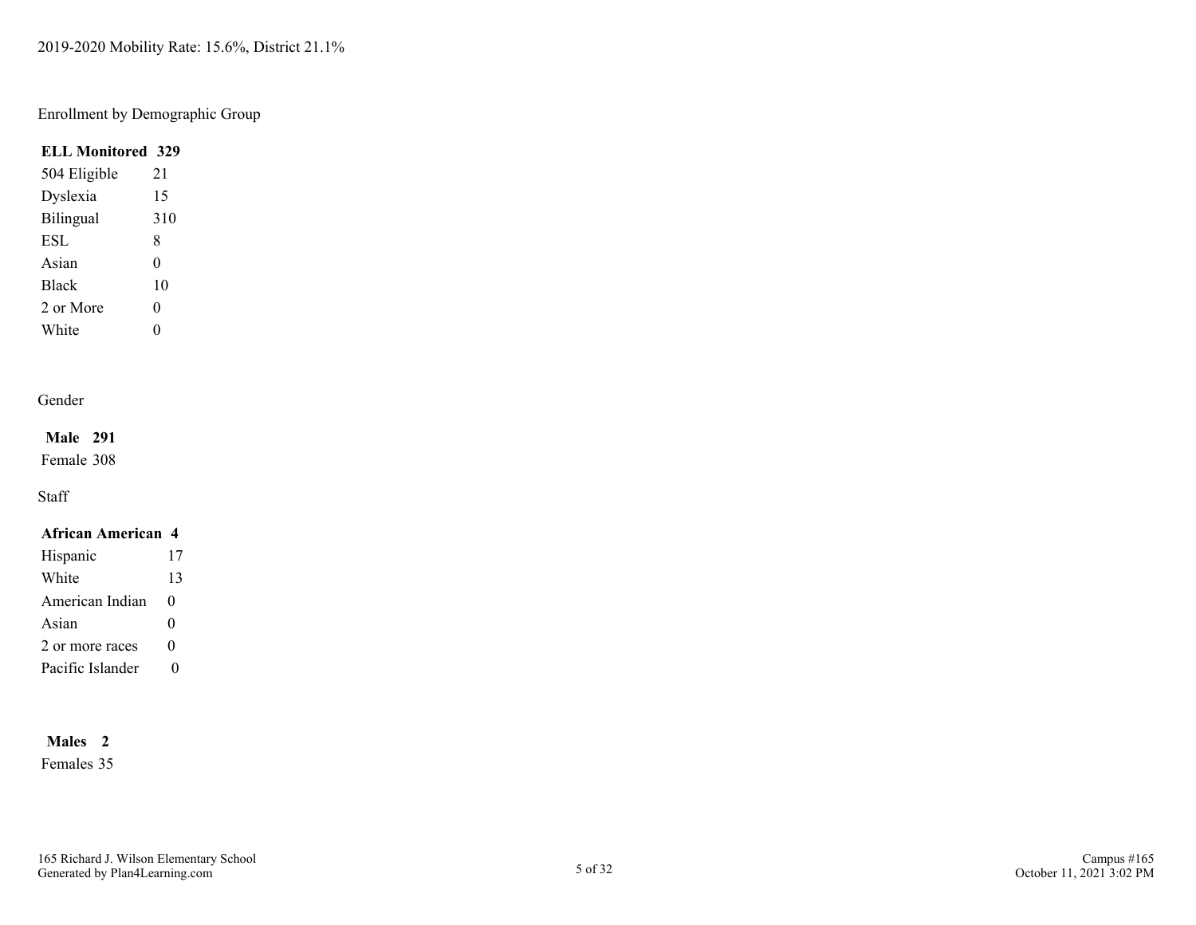2019-2020 Mobility Rate: 15.6%, District 21.1%

Enrollment by Demographic Group

| ELL Monitored | 329 |
|---|---|
| 504 Eligible | 21 |
| Dyslexia | 15 |
| Bilingual | 310 |
| ESL | 8 |
| Asian | 0 |
| Black | 10 |
| 2 or More | 0 |
| White | 0 |

Gender

| Male | 291 |
|---|---|
| Female | 308 |

Staff

| African American | 4 |
|---|---|
| Hispanic | 17 |
| White | 13 |
| American Indian | 0 |
| Asian | 0 |
| 2 or more races | 0 |
| Pacific Islander | 0 |

| Males | 2 |
|---|---|
| Females | 35 |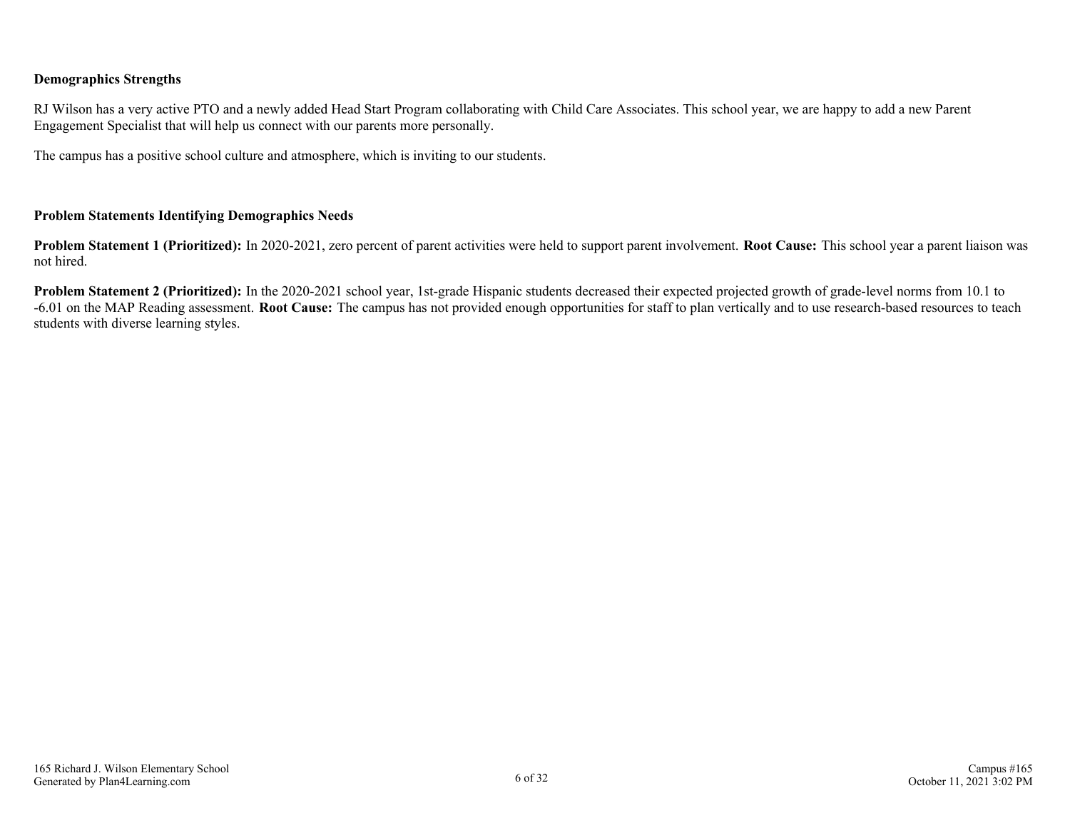**Demographics Strengths**

RJ Wilson has a very active PTO and a newly added Head Start Program collaborating with Child Care Associates. This school year, we are happy to add a new Parent Engagement Specialist that will help us connect with our parents more personally.

The campus has a positive school culture and atmosphere, which is inviting to our students.

**Problem Statements Identifying Demographics Needs**

**Problem Statement 1 (Prioritized):** In 2020-2021, zero percent of parent activities were held to support parent involvement. **Root Cause:** This school year a parent liaison was not hired.

**Problem Statement 2 (Prioritized):** In the 2020-2021 school year, 1st-grade Hispanic students decreased their expected projected growth of grade-level norms from 10.1 to -6.01 on the MAP Reading assessment. **Root Cause:** The campus has not provided enough opportunities for staff to plan vertically and to use research-based resources to teach students with diverse learning styles.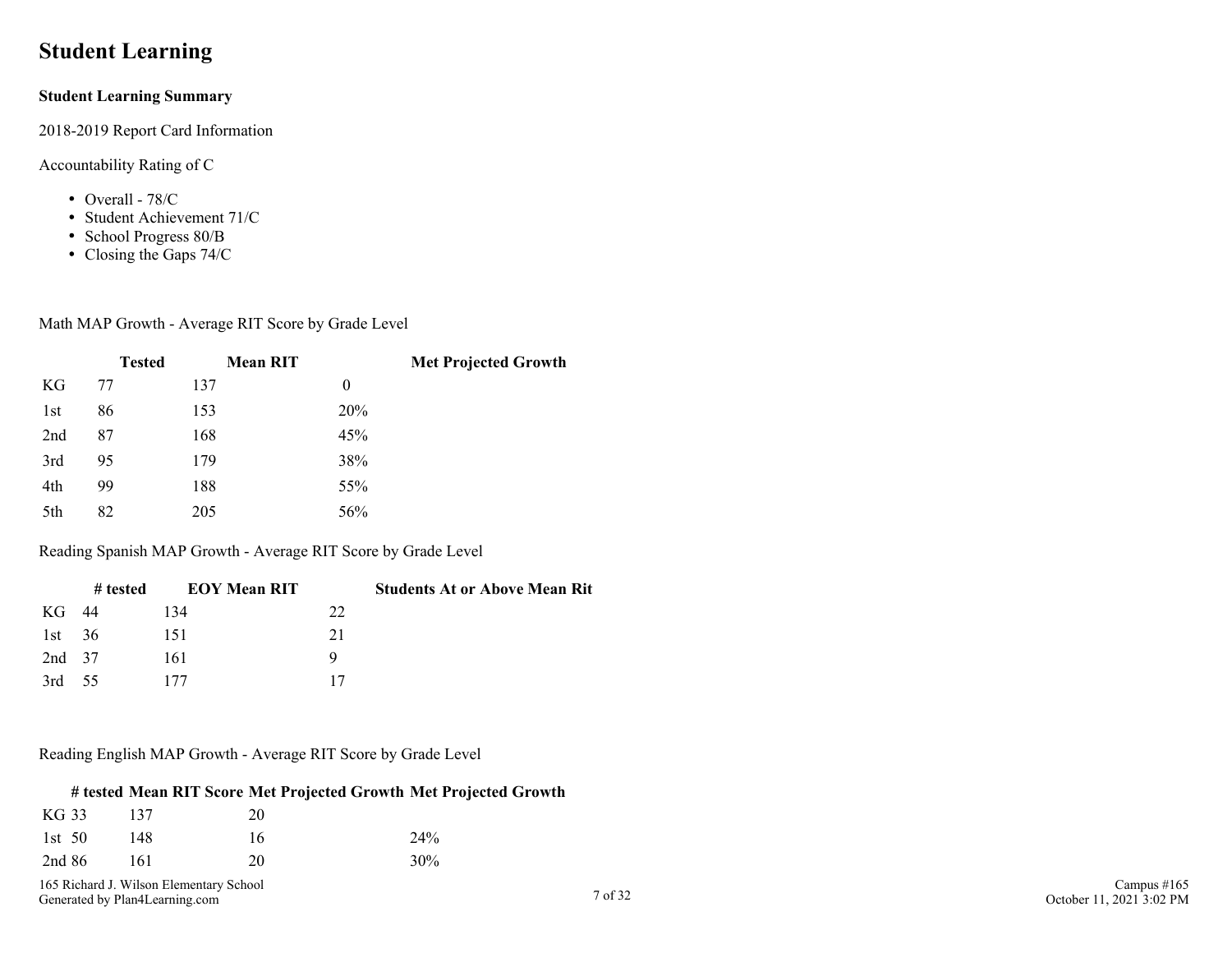# Student Learning

**Student Learning Summary**

2018-2019 Report Card Information

Accountability Rating of C

- Overall - 78/C
- Student Achievement 71/C
- School Progress 80/B
- Closing the Gaps 74/C

Math MAP Growth - Average RIT Score by Grade Level

| | Tested | Mean RIT | Met Projected Growth |
|---|---|---|---|
| KG | 77 | 137 | 0 |
| 1st | 86 | 153 | 20% |
| 2nd | 87 | 168 | 45% |
| 3rd | 95 | 179 | 38% |
| 4th | 99 | 188 | 55% |
| 5th | 82 | 205 | 56% |

Reading Spanish MAP Growth - Average RIT Score by Grade Level

| | # tested | EOY Mean RIT | Students At or Above Mean Rit |
|---|---|---|---|
| KG | 44 | 134 | 22 |
| 1st | 36 | 151 | 21 |
| 2nd | 37 | 161 | 9 |
| 3rd | 55 | 177 | 17 |

Reading English MAP Growth - Average RIT Score by Grade Level

| | # tested | Mean RIT Score | Met Projected Growth | Met Projected Growth |
|---|---|---|---|---|
| KG | 33 | 137 | 20 | |
| 1st | 50 | 148 | 16 | 24% |
| 2nd | 86 | 161 | 20 | 30% |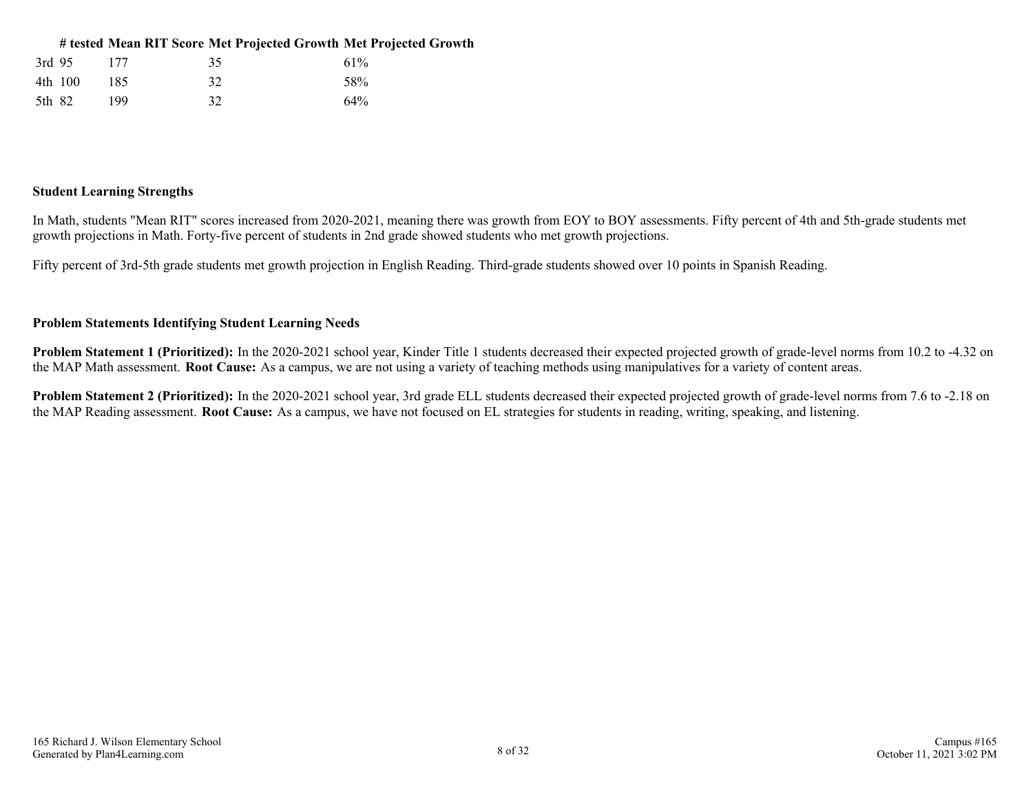| | # tested | Mean RIT Score | Met Projected Growth | Met Projected Growth |
|---|---|---|---|---|
| 3rd | 95 | 177 | 35 | 61% |
| 4th | 100 | 185 | 32 | 58% |
| 5th | 82 | 199 | 32 | 64% |

**Student Learning Strengths**

In Math, students "Mean RIT" scores increased from 2020-2021, meaning there was growth from EOY to BOY assessments. Fifty percent of 4th and 5th-grade students met growth projections in Math. Forty-five percent of students in 2nd grade showed students who met growth projections.

Fifty percent of 3rd-5th grade students met growth projection in English Reading. Third-grade students showed over 10 points in Spanish Reading.

**Problem Statements Identifying Student Learning Needs**

**Problem Statement 1 (Prioritized):** In the 2020-2021 school year, Kinder Title 1 students decreased their expected projected growth of grade-level norms from 10.2 to -4.32 on the MAP Math assessment. **Root Cause:** As a campus, we are not using a variety of teaching methods using manipulatives for a variety of content areas.

**Problem Statement 2 (Prioritized):** In the 2020-2021 school year, 3rd grade ELL students decreased their expected projected growth of grade-level norms from 7.6 to -2.18 on the MAP Reading assessment. **Root Cause:** As a campus, we have not focused on EL strategies for students in reading, writing, speaking, and listening.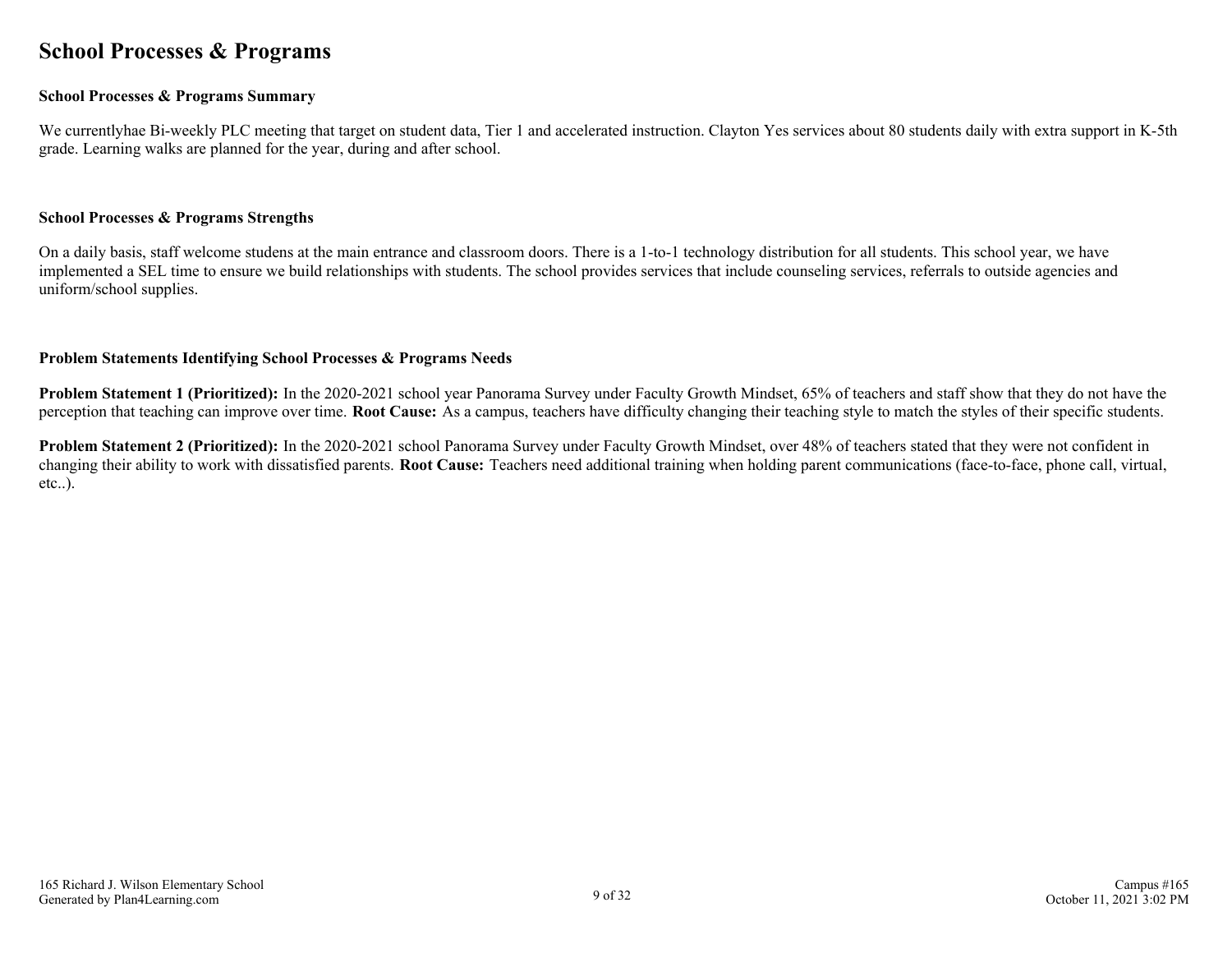# School Processes & Programs

### School Processes & Programs Summary

We currentlyhae Bi-weekly PLC meeting that target on student data, Tier 1 and accelerated instruction. Clayton Yes services about 80 students daily with extra support in K-5th grade. Learning walks are planned for the year, during and after school.

### School Processes & Programs Strengths

On a daily basis, staff welcome studens at the main entrance and classroom doors. There is a 1-to-1 technology distribution for all students. This school year, we have implemented a SEL time to ensure we build relationships with students. The school provides services that include counseling services, referrals to outside agencies and uniform/school supplies.

### Problem Statements Identifying School Processes & Programs Needs

**Problem Statement 1 (Prioritized):** In the 2020-2021 school year Panorama Survey under Faculty Growth Mindset, 65% of teachers and staff show that they do not have the perception that teaching can improve over time. **Root Cause:** As a campus, teachers have difficulty changing their teaching style to match the styles of their specific students.

**Problem Statement 2 (Prioritized):** In the 2020-2021 school Panorama Survey under Faculty Growth Mindset, over 48% of teachers stated that they were not confident in changing their ability to work with dissatisfied parents. **Root Cause:** Teachers need additional training when holding parent communications (face-to-face, phone call, virtual, etc..).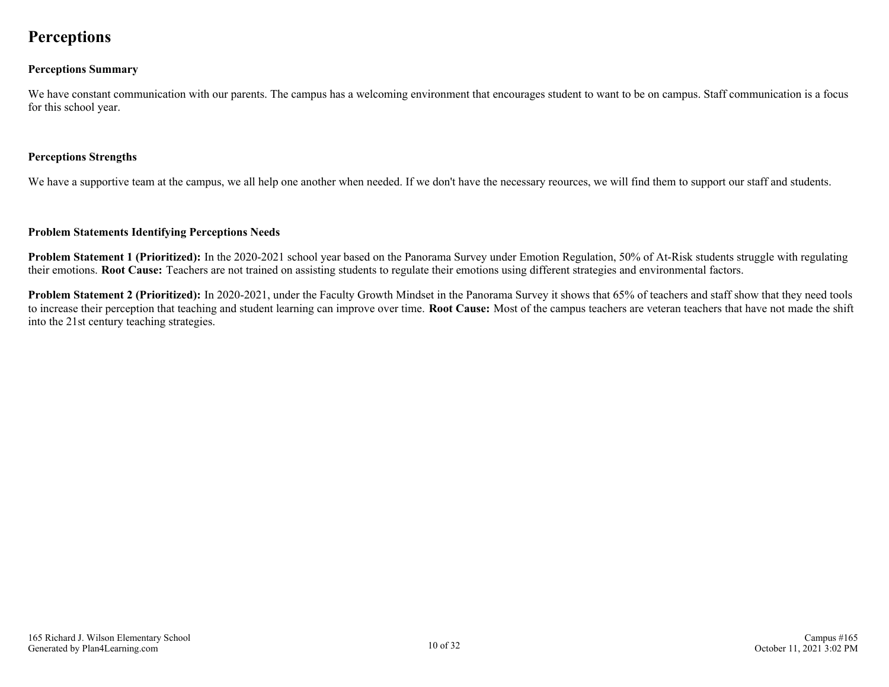# Perceptions

### Perceptions Summary

We have constant communication with our parents. The campus has a welcoming environment that encourages student to want to be on campus. Staff communication is a focus for this school year.

### Perceptions Strengths

We have a supportive team at the campus, we all help one another when needed. If we don't have the necessary reources, we will find them to support our staff and students.

### Problem Statements Identifying Perceptions Needs

**Problem Statement 1 (Prioritized):** In the 2020-2021 school year based on the Panorama Survey under Emotion Regulation, 50% of At-Risk students struggle with regulating their emotions. **Root Cause:** Teachers are not trained on assisting students to regulate their emotions using different strategies and environmental factors.

**Problem Statement 2 (Prioritized):** In 2020-2021, under the Faculty Growth Mindset in the Panorama Survey it shows that 65% of teachers and staff show that they need tools to increase their perception that teaching and student learning can improve over time. **Root Cause:** Most of the campus teachers are veteran teachers that have not made the shift into the 21st century teaching strategies.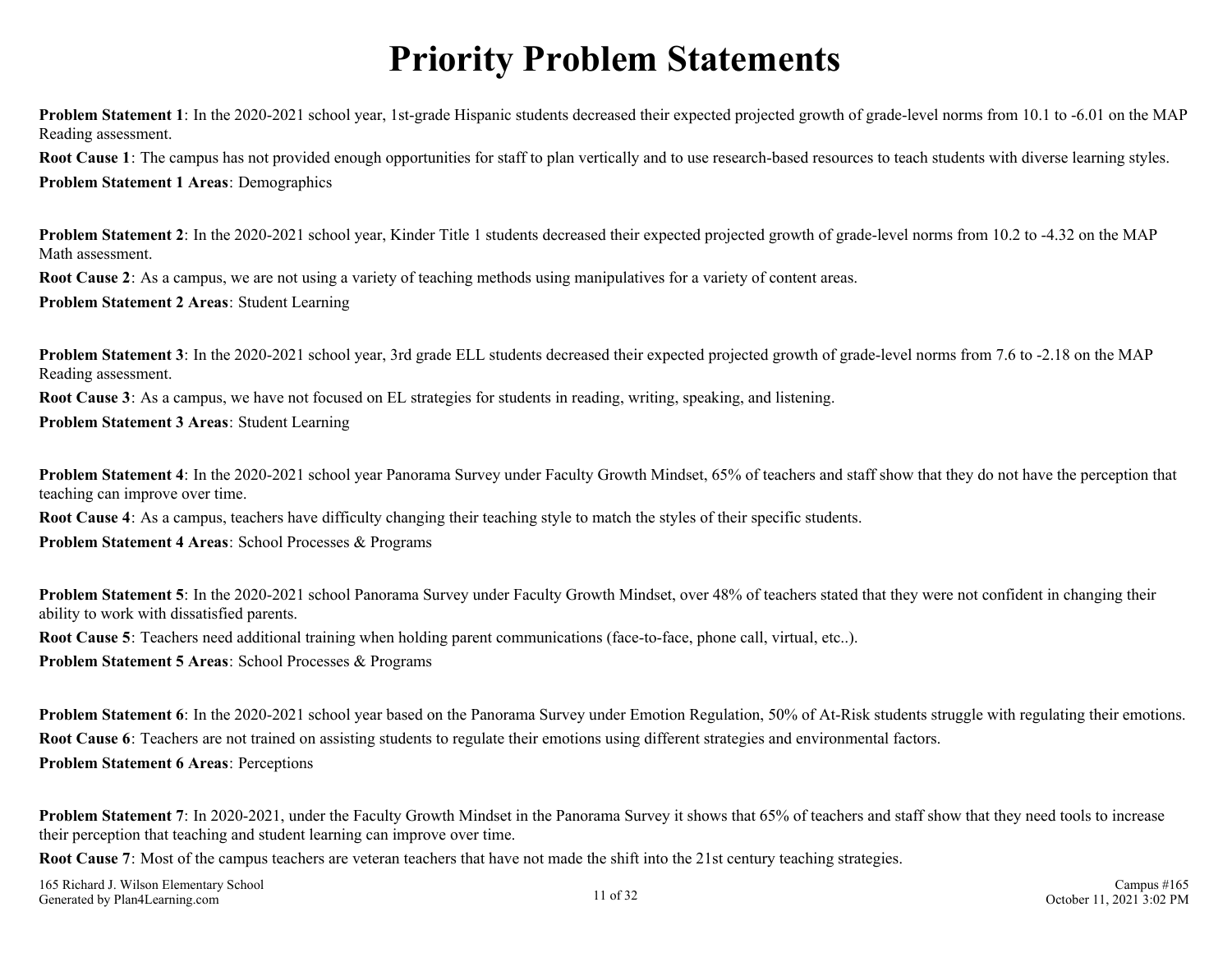# Priority Problem Statements

**Problem Statement 1**: In the 2020-2021 school year, 1st-grade Hispanic students decreased their expected projected growth of grade-level norms from 10.1 to -6.01 on the MAP Reading assessment.

**Root Cause 1**: The campus has not provided enough opportunities for staff to plan vertically and to use research-based resources to teach students with diverse learning styles.

**Problem Statement 1 Areas**: Demographics

**Problem Statement 2**: In the 2020-2021 school year, Kinder Title 1 students decreased their expected projected growth of grade-level norms from 10.2 to -4.32 on the MAP Math assessment.

**Root Cause 2**: As a campus, we are not using a variety of teaching methods using manipulatives for a variety of content areas.

**Problem Statement 2 Areas**: Student Learning

**Problem Statement 3**: In the 2020-2021 school year, 3rd grade ELL students decreased their expected projected growth of grade-level norms from 7.6 to -2.18 on the MAP Reading assessment.

**Root Cause 3**: As a campus, we have not focused on EL strategies for students in reading, writing, speaking, and listening.

**Problem Statement 3 Areas**: Student Learning

**Problem Statement 4**: In the 2020-2021 school year Panorama Survey under Faculty Growth Mindset, 65% of teachers and staff show that they do not have the perception that teaching can improve over time.

**Root Cause 4**: As a campus, teachers have difficulty changing their teaching style to match the styles of their specific students.

**Problem Statement 4 Areas**: School Processes & Programs

**Problem Statement 5**: In the 2020-2021 school Panorama Survey under Faculty Growth Mindset, over 48% of teachers stated that they were not confident in changing their ability to work with dissatisfied parents.

**Root Cause 5**: Teachers need additional training when holding parent communications (face-to-face, phone call, virtual, etc..).

**Problem Statement 5 Areas**: School Processes & Programs

**Problem Statement 6**: In the 2020-2021 school year based on the Panorama Survey under Emotion Regulation, 50% of At-Risk students struggle with regulating their emotions.

**Root Cause 6**: Teachers are not trained on assisting students to regulate their emotions using different strategies and environmental factors.

**Problem Statement 6 Areas**: Perceptions

**Problem Statement 7**: In 2020-2021, under the Faculty Growth Mindset in the Panorama Survey it shows that 65% of teachers and staff show that they need tools to increase their perception that teaching and student learning can improve over time.

**Root Cause 7**: Most of the campus teachers are veteran teachers that have not made the shift into the 21st century teaching strategies.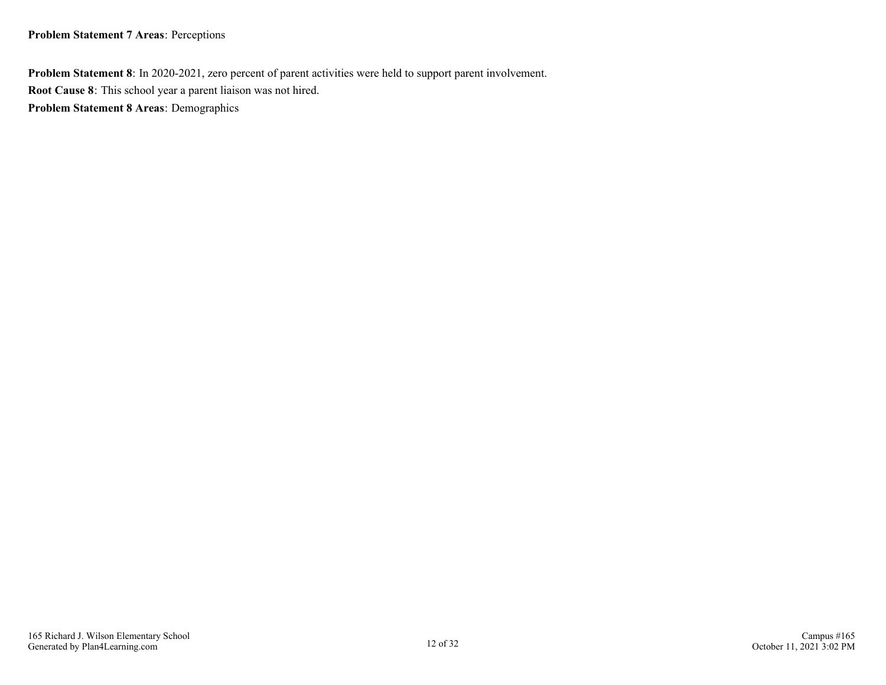**Problem Statement 7 Areas**: Perceptions

**Problem Statement 8**: In 2020-2021, zero percent of parent activities were held to support parent involvement.

**Root Cause 8**: This school year a parent liaison was not hired.

**Problem Statement 8 Areas**: Demographics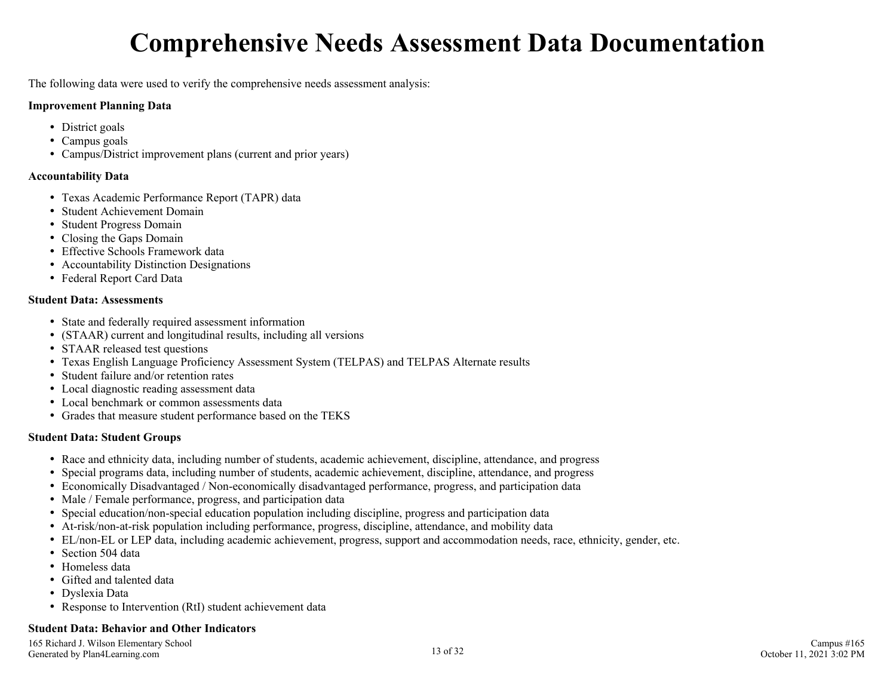# Comprehensive Needs Assessment Data Documentation

The following data were used to verify the comprehensive needs assessment analysis:

**Improvement Planning Data**

- District goals
- Campus goals
- Campus/District improvement plans (current and prior years)

**Accountability Data**

- Texas Academic Performance Report (TAPR) data
- Student Achievement Domain
- Student Progress Domain
- Closing the Gaps Domain
- Effective Schools Framework data
- Accountability Distinction Designations
- Federal Report Card Data

**Student Data: Assessments**

- State and federally required assessment information
- (STAAR) current and longitudinal results, including all versions
- STAAR released test questions
- Texas English Language Proficiency Assessment System (TELPAS) and TELPAS Alternate results
- Student failure and/or retention rates
- Local diagnostic reading assessment data
- Local benchmark or common assessments data
- Grades that measure student performance based on the TEKS

**Student Data: Student Groups**

- Race and ethnicity data, including number of students, academic achievement, discipline, attendance, and progress
- Special programs data, including number of students, academic achievement, discipline, attendance, and progress
- Economically Disadvantaged / Non-economically disadvantaged performance, progress, and participation data
- Male / Female performance, progress, and participation data
- Special education/non-special education population including discipline, progress and participation data
- At-risk/non-at-risk population including performance, progress, discipline, attendance, and mobility data
- EL/non-EL or LEP data, including academic achievement, progress, support and accommodation needs, race, ethnicity, gender, etc.
- Section 504 data
- Homeless data
- Gifted and talented data
- Dyslexia Data
- Response to Intervention (RtI) student achievement data

**Student Data: Behavior and Other Indicators**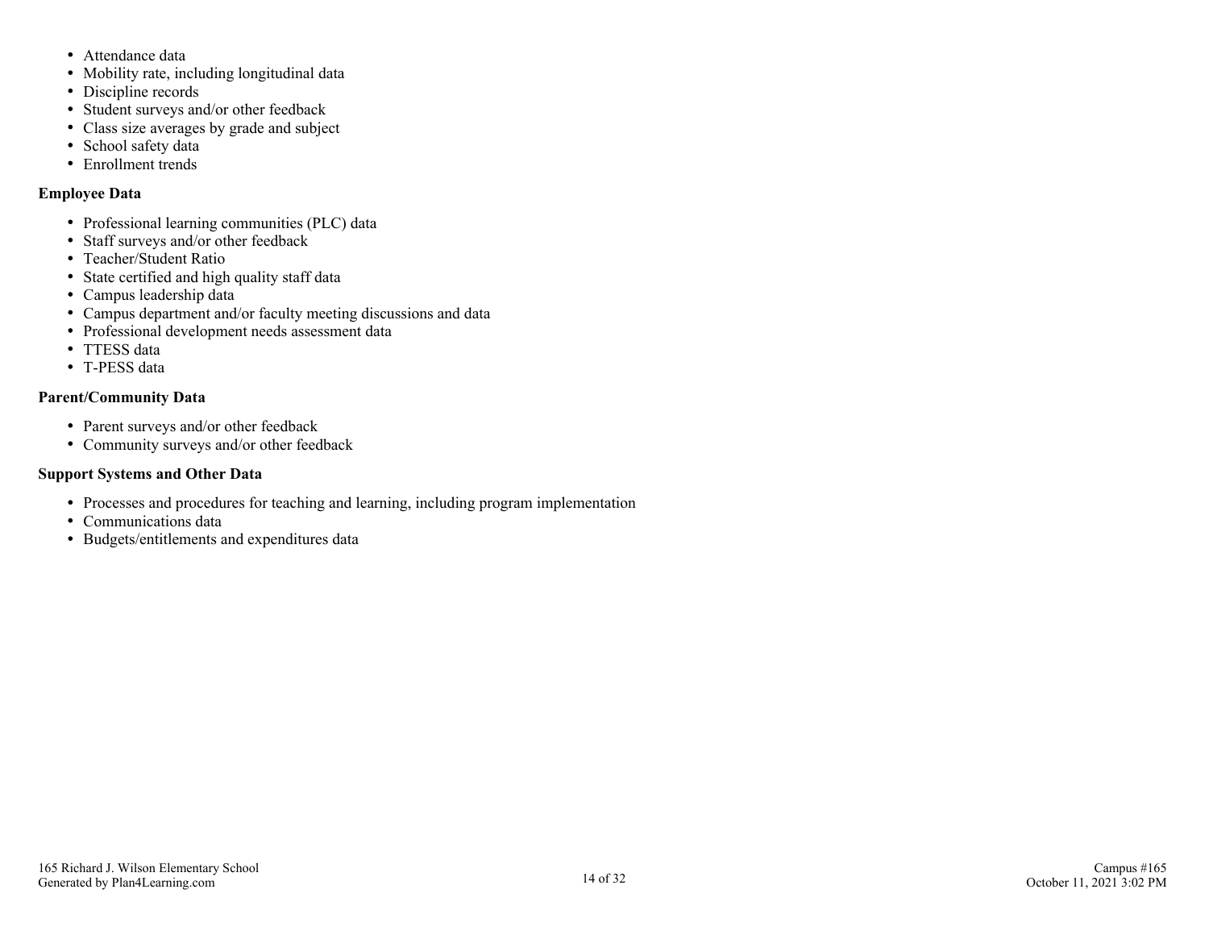- Attendance data
- Mobility rate, including longitudinal data
- Discipline records
- Student surveys and/or other feedback
- Class size averages by grade and subject
- School safety data
- Enrollment trends

**Employee Data**

- Professional learning communities (PLC) data
- Staff surveys and/or other feedback
- Teacher/Student Ratio
- State certified and high quality staff data
- Campus leadership data
- Campus department and/or faculty meeting discussions and data
- Professional development needs assessment data
- TTESS data
- T-PESS data

**Parent/Community Data**

- Parent surveys and/or other feedback
- Community surveys and/or other feedback

**Support Systems and Other Data**

- Processes and procedures for teaching and learning, including program implementation
- Communications data
- Budgets/entitlements and expenditures data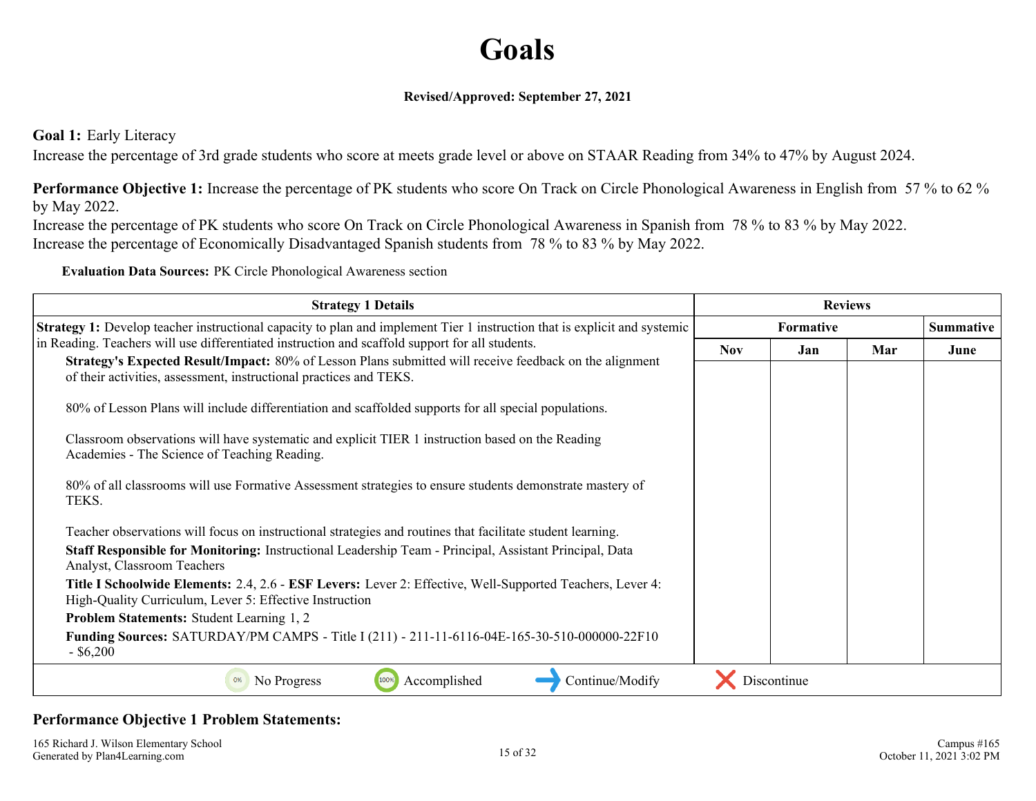# Goals

**Revised/Approved: September 27, 2021**

**Goal 1:** Early Literacy

Increase the percentage of 3rd grade students who score at meets grade level or above on STAAR Reading from 34% to 47% by August 2024.

**Performance Objective 1:** Increase the percentage of PK students who score On Track on Circle Phonological Awareness in English from 57 % to 62 % by May 2022.

Increase the percentage of PK students who score On Track on Circle Phonological Awareness in Spanish from 78 % to 83 % by May 2022.

Increase the percentage of Economically Disadvantaged Spanish students from 78 % to 83 % by May 2022.

**Evaluation Data Sources:** PK Circle Phonological Awareness section

| Strategy 1 Details | Reviews | | | |
|---|---|---|---|---|
| | Formative | | | Summative |
| | Nov | Jan | Mar | June |
| **Strategy 1:** Develop teacher instructional capacity to plan and implement Tier 1 instruction that is explicit and systemic in Reading. Teachers will use differentiated instruction and scaffold support for all students.<br>**Strategy's Expected Result/Impact:** 80% of Lesson Plans submitted will receive feedback on the alignment of their activities, assessment, instructional practices and TEKS.<br><br>80% of Lesson Plans will include differentiation and scaffolded supports for all special populations.<br><br>Classroom observations will have systematic and explicit TIER 1 instruction based on the Reading Academies - The Science of Teaching Reading.<br><br>80% of all classrooms will use Formative Assessment strategies to ensure students demonstrate mastery of TEKS.<br><br>Teacher observations will focus on instructional strategies and routines that facilitate student learning.<br>**Staff Responsible for Monitoring:** Instructional Leadership Team - Principal, Assistant Principal, Data Analyst, Classroom Teachers<br>**Title I Schoolwide Elements:** 2.4, 2.6 - **ESF Levers:** Lever 2: Effective, Well-Supported Teachers, Lever 4: High-Quality Curriculum, Lever 5: Effective Instruction<br>**Problem Statements:** Student Learning 1, 2<br>**Funding Sources:** SATURDAY/PM CAMPS - Title I (211) - 211-11-6116-04E-165-30-510-000000-22F10 - $6,200 | | | | |
| 0% No Progress &nbsp;&nbsp; 100% Accomplished &nbsp;&nbsp; Continue/Modify &nbsp;&nbsp; Discontinue | | | | |

**Performance Objective 1 Problem Statements:**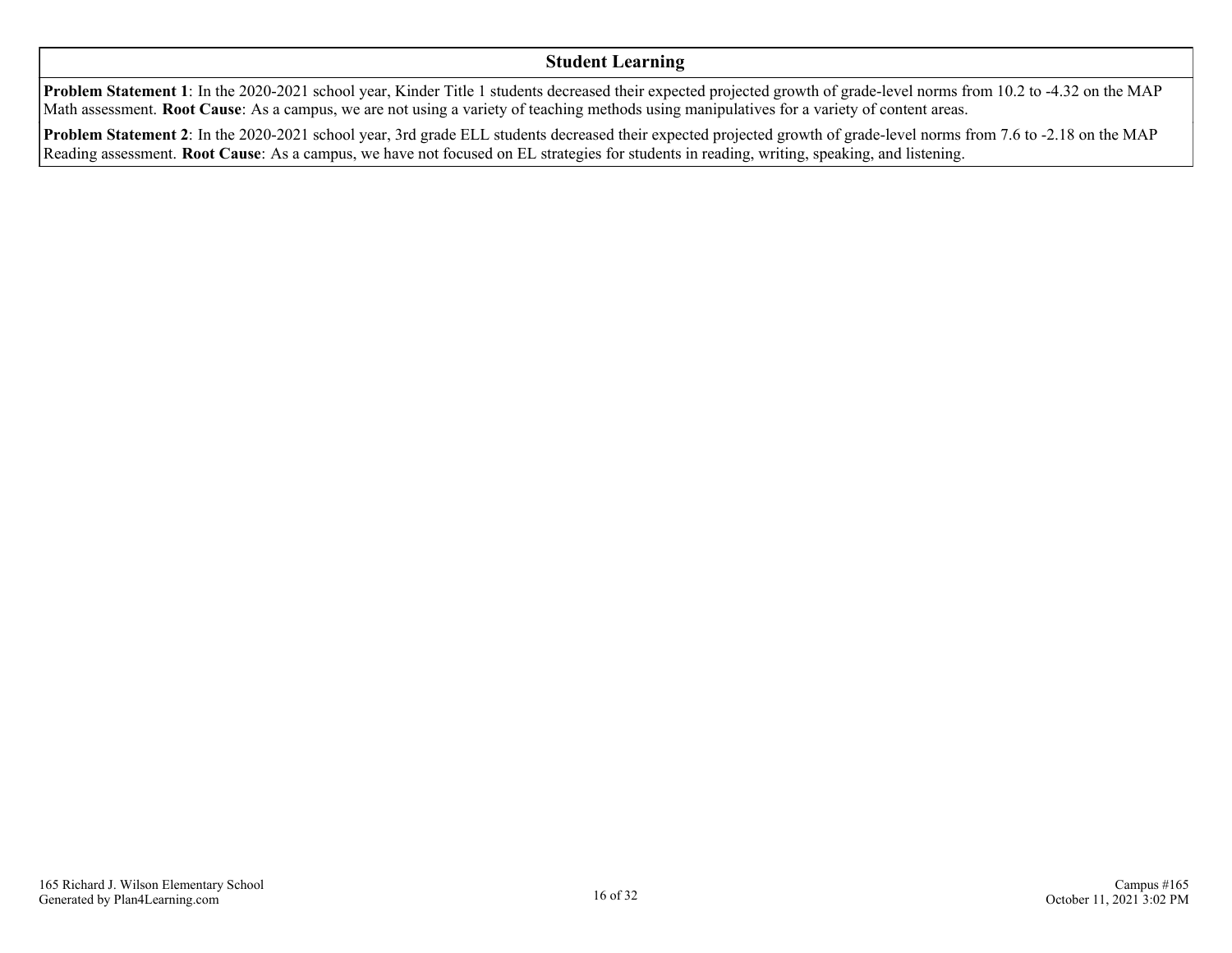## Student Learning

**Problem Statement 1**: In the 2020-2021 school year, Kinder Title 1 students decreased their expected projected growth of grade-level norms from 10.2 to -4.32 on the MAP Math assessment. **Root Cause**: As a campus, we are not using a variety of teaching methods using manipulatives for a variety of content areas.

**Problem Statement 2**: In the 2020-2021 school year, 3rd grade ELL students decreased their expected projected growth of grade-level norms from 7.6 to -2.18 on the MAP Reading assessment. **Root Cause**: As a campus, we have not focused on EL strategies for students in reading, writing, speaking, and listening.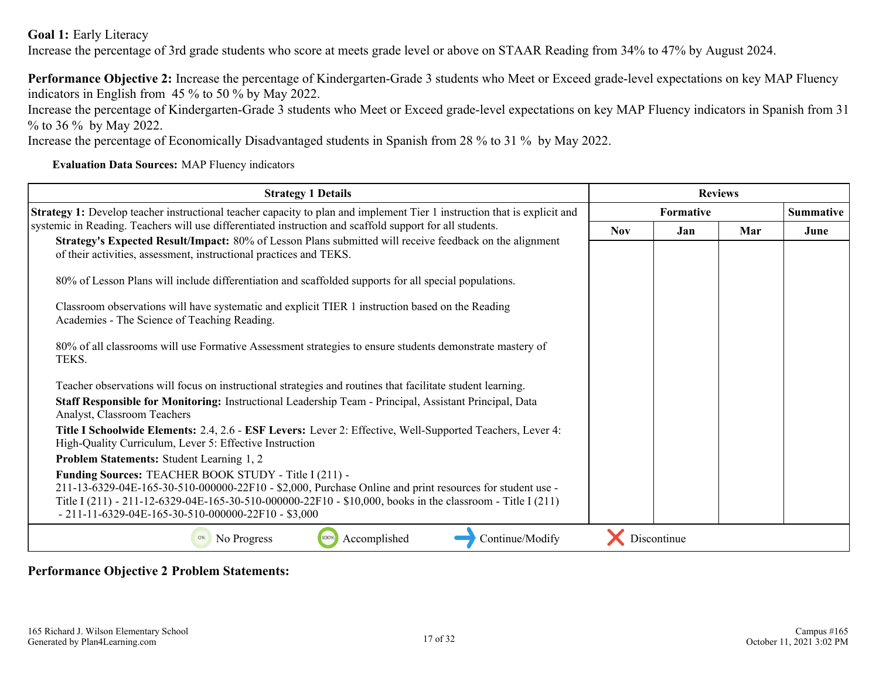**Goal 1:** Early Literacy
Increase the percentage of 3rd grade students who score at meets grade level or above on STAAR Reading from 34% to 47% by August 2024.

**Performance Objective 2:** Increase the percentage of Kindergarten-Grade 3 students who Meet or Exceed grade-level expectations on key MAP Fluency indicators in English from 45 % to 50 % by May 2022.
Increase the percentage of Kindergarten-Grade 3 students who Meet or Exceed grade-level expectations on key MAP Fluency indicators in Spanish from 31 % to 36 % by May 2022.
Increase the percentage of Economically Disadvantaged students in Spanish from 28 % to 31 % by May 2022.

**Evaluation Data Sources:** MAP Fluency indicators

| Strategy 1 Details | Reviews | | | |
|---|---|---|---|---|
| | Formative | | | Summative |
| | Nov | Jan | Mar | June |
| **Strategy 1:** Develop teacher instructional teacher capacity to plan and implement Tier 1 instruction that is explicit and systemic in Reading. Teachers will use differentiated instruction and scaffold support for all students.<br>**Strategy's Expected Result/Impact:** 80% of Lesson Plans submitted will receive feedback on the alignment of their activities, assessment, instructional practices and TEKS.<br><br>80% of Lesson Plans will include differentiation and scaffolded supports for all special populations.<br><br>Classroom observations will have systematic and explicit TIER 1 instruction based on the Reading Academies - The Science of Teaching Reading.<br><br>80% of all classrooms will use Formative Assessment strategies to ensure students demonstrate mastery of TEKS.<br><br>Teacher observations will focus on instructional strategies and routines that facilitate student learning.<br>**Staff Responsible for Monitoring:** Instructional Leadership Team - Principal, Assistant Principal, Data Analyst, Classroom Teachers<br>**Title I Schoolwide Elements:** 2.4, 2.6 - **ESF Levers:** Lever 2: Effective, Well-Supported Teachers, Lever 4: High-Quality Curriculum, Lever 5: Effective Instruction<br>**Problem Statements:** Student Learning 1, 2<br>**Funding Sources:** TEACHER BOOK STUDY - Title I (211) - 211-13-6329-04E-165-30-510-000000-22F10 - $2,000, Purchase Online and print resources for student use - Title I (211) - 211-12-6329-04E-165-30-510-000000-22F10 - $10,000, books in the classroom - Title I (211) - 211-11-6329-04E-165-30-510-000000-22F10 - $3,000 | | | | |

0% No Progress | 100% Accomplished | Continue/Modify | Discontinue

**Performance Objective 2 Problem Statements:**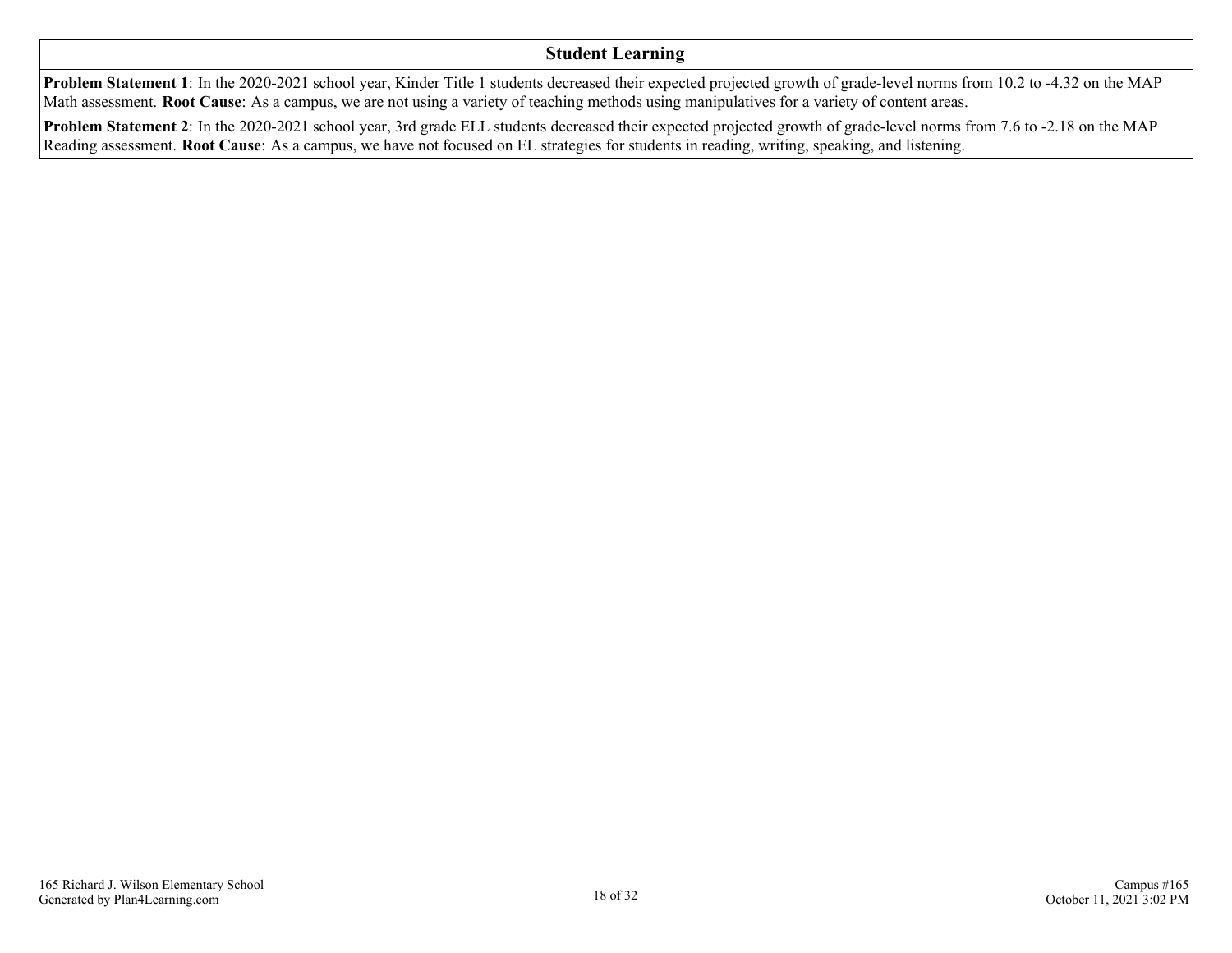## Student Learning

**Problem Statement 1**: In the 2020-2021 school year, Kinder Title 1 students decreased their expected projected growth of grade-level norms from 10.2 to -4.32 on the MAP Math assessment. **Root Cause**: As a campus, we are not using a variety of teaching methods using manipulatives for a variety of content areas.

**Problem Statement 2**: In the 2020-2021 school year, 3rd grade ELL students decreased their expected projected growth of grade-level norms from 7.6 to -2.18 on the MAP Reading assessment. **Root Cause**: As a campus, we have not focused on EL strategies for students in reading, writing, speaking, and listening.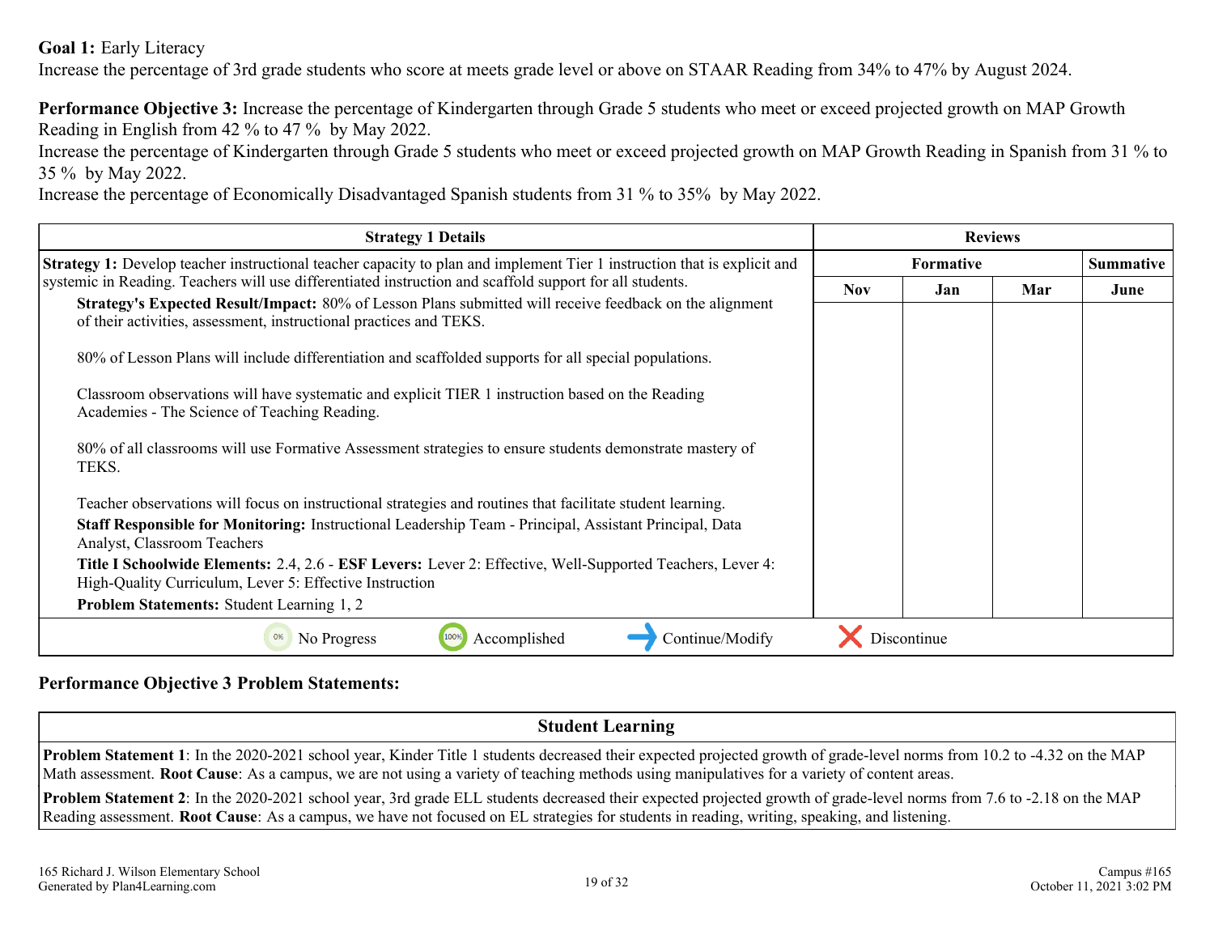**Goal 1:** Early Literacy
Increase the percentage of 3rd grade students who score at meets grade level or above on STAAR Reading from 34% to 47% by August 2024.

**Performance Objective 3:** Increase the percentage of Kindergarten through Grade 5 students who meet or exceed projected growth on MAP Growth Reading in English from 42 % to 47 % by May 2022.
Increase the percentage of Kindergarten through Grade 5 students who meet or exceed projected growth on MAP Growth Reading in Spanish from 31 % to 35 % by May 2022.
Increase the percentage of Economically Disadvantaged Spanish students from 31 % to 35% by May 2022.

| Strategy 1 Details | Reviews | | | |
|---|---|---|---|---|
| | Formative | | | Summative |
| | Nov | Jan | Mar | June |
| **Strategy 1:** Develop teacher instructional teacher capacity to plan and implement Tier 1 instruction that is explicit and systemic in Reading. Teachers will use differentiated instruction and scaffold support for all students.<br>**Strategy's Expected Result/Impact:** 80% of Lesson Plans submitted will receive feedback on the alignment of their activities, assessment, instructional practices and TEKS.<br><br>80% of Lesson Plans will include differentiation and scaffolded supports for all special populations.<br><br>Classroom observations will have systematic and explicit TIER 1 instruction based on the Reading Academies - The Science of Teaching Reading.<br><br>80% of all classrooms will use Formative Assessment strategies to ensure students demonstrate mastery of TEKS.<br><br>Teacher observations will focus on instructional strategies and routines that facilitate student learning.<br>**Staff Responsible for Monitoring:** Instructional Leadership Team - Principal, Assistant Principal, Data Analyst, Classroom Teachers<br>**Title I Schoolwide Elements:** 2.4, 2.6 - **ESF Levers:** Lever 2: Effective, Well-Supported Teachers, Lever 4: High-Quality Curriculum, Lever 5: Effective Instruction<br>**Problem Statements:** Student Learning 1, 2 | | | | |
| 0% No Progress &nbsp;&nbsp; 100% Accomplished &nbsp;&nbsp; Continue/Modify &nbsp;&nbsp; Discontinue | | | | |

**Performance Objective 3 Problem Statements:**

| Student Learning |
|---|
| **Problem Statement 1**: In the 2020-2021 school year, Kinder Title 1 students decreased their expected projected growth of grade-level norms from 10.2 to -4.32 on the MAP Math assessment. **Root Cause**: As a campus, we are not using a variety of teaching methods using manipulatives for a variety of content areas. |
| **Problem Statement 2**: In the 2020-2021 school year, 3rd grade ELL students decreased their expected projected growth of grade-level norms from 7.6 to -2.18 on the MAP Reading assessment. **Root Cause**: As a campus, we have not focused on EL strategies for students in reading, writing, speaking, and listening. |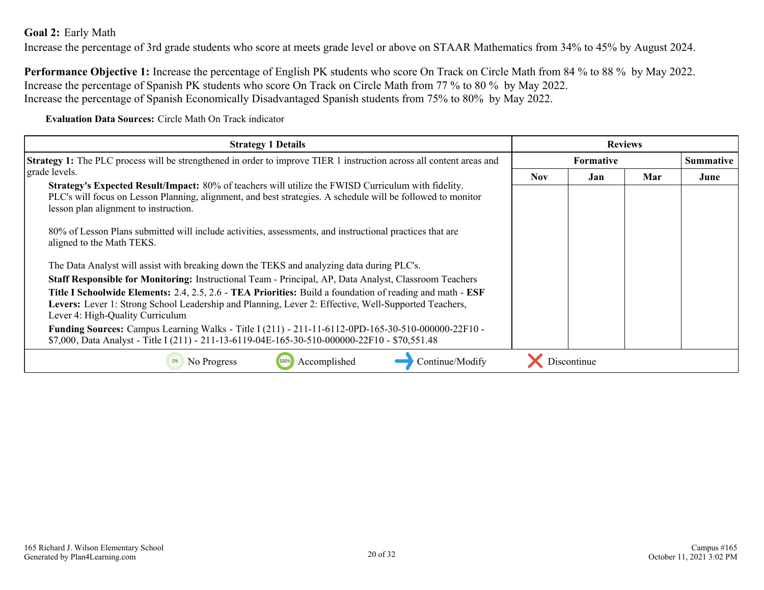**Goal 2:** Early Math

Increase the percentage of 3rd grade students who score at meets grade level or above on STAAR Mathematics from 34% to 45% by August 2024.

**Performance Objective 1:** Increase the percentage of English PK students who score On Track on Circle Math from 84 % to 88 %  by May 2022.
Increase the percentage of Spanish PK students who score On Track on Circle Math from 77 % to 80 %  by May 2022.
Increase the percentage of Spanish Economically Disadvantaged Spanish students from 75% to 80%  by May 2022.

**Evaluation Data Sources:** Circle Math On Track indicator

| Strategy 1 Details | Reviews | | | |
|---|---|---|---|---|
| | Formative | | | Summative |
| | Nov | Jan | Mar | June |
| **Strategy 1:** The PLC process will be strengthened in order to improve TIER 1 instruction across all content areas and grade levels.<br>**Strategy's Expected Result/Impact:** 80% of teachers will utilize the FWISD Curriculum with fidelity. PLC's will focus on Lesson Planning, alignment, and best strategies. A schedule will be followed to monitor lesson plan alignment to instruction.<br><br>80% of Lesson Plans submitted will include activities, assessments, and instructional practices that are aligned to the Math TEKS.<br><br>The Data Analyst will assist with breaking down the TEKS and analyzing data during PLC's.<br>**Staff Responsible for Monitoring:** Instructional Team - Principal, AP, Data Analyst, Classroom Teachers<br>**Title I Schoolwide Elements:** 2.4, 2.5, 2.6 - **TEA Priorities:** Build a foundation of reading and math - **ESF Levers:** Lever 1: Strong School Leadership and Planning, Lever 2: Effective, Well-Supported Teachers, Lever 4: High-Quality Curriculum<br>**Funding Sources:** Campus Learning Walks - Title I (211) - 211-11-6112-0PD-165-30-510-000000-22F10 - $7,000, Data Analyst - Title I (211) - 211-13-6119-04E-165-30-510-000000-22F10 - $70,551.48 | | | | |

0% No Progress | 100% Accomplished | → Continue/Modify | ✕ Discontinue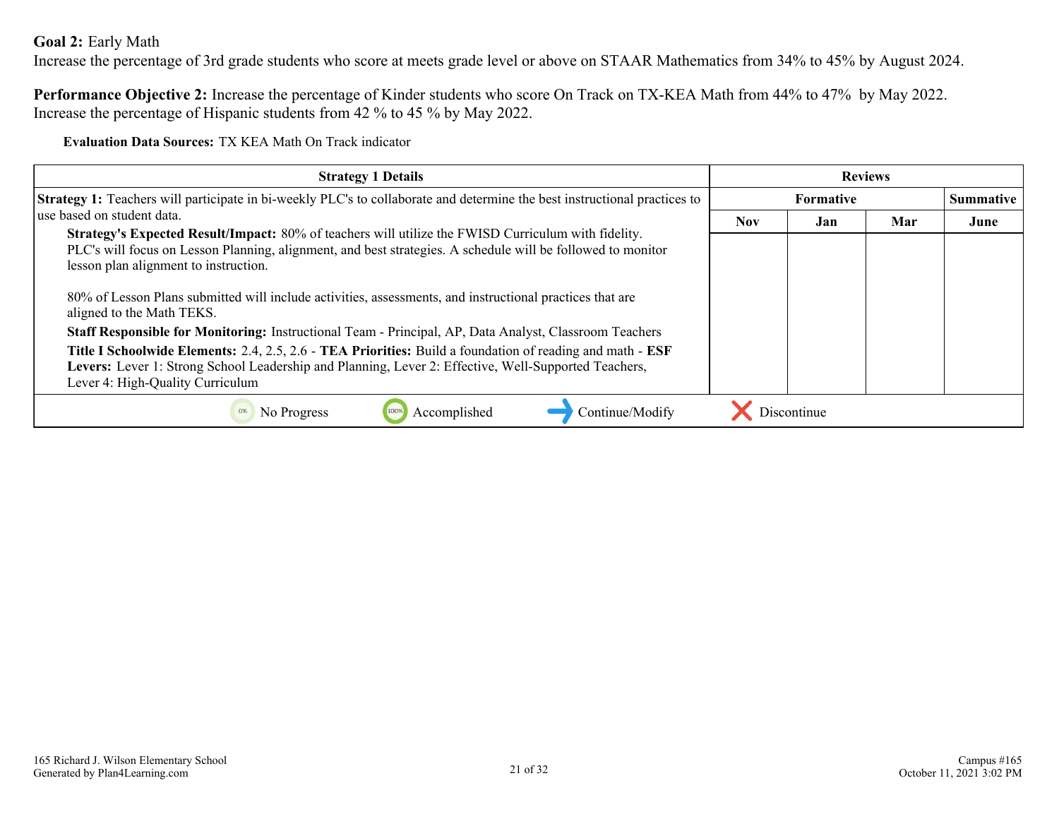**Goal 2:** Early Math
Increase the percentage of 3rd grade students who score at meets grade level or above on STAAR Mathematics from 34% to 45% by August 2024.

**Performance Objective 2:** Increase the percentage of Kinder students who score On Track on TX-KEA Math from 44% to 47% by May 2022. Increase the percentage of Hispanic students from 42 % to 45 % by May 2022.

**Evaluation Data Sources:** TX KEA Math On Track indicator

| Strategy 1 Details | Reviews | | | |
|---|---|---|---|---|
| | Formative | | | Summative |
| | Nov | Jan | Mar | June |
| **Strategy 1:** Teachers will participate in bi-weekly PLC's to collaborate and determine the best instructional practices to use based on student data.<br>**Strategy's Expected Result/Impact:** 80% of teachers will utilize the FWISD Curriculum with fidelity. PLC's will focus on Lesson Planning, alignment, and best strategies. A schedule will be followed to monitor lesson plan alignment to instruction.<br><br>80% of Lesson Plans submitted will include activities, assessments, and instructional practices that are aligned to the Math TEKS.<br>**Staff Responsible for Monitoring:** Instructional Team - Principal, AP, Data Analyst, Classroom Teachers<br>**Title I Schoolwide Elements:** 2.4, 2.5, 2.6 - **TEA Priorities:** Build a foundation of reading and math - **ESF Levers:** Lever 1: Strong School Leadership and Planning, Lever 2: Effective, Well-Supported Teachers, Lever 4: High-Quality Curriculum | | | | |

0% No Progress | 100% Accomplished | Continue/Modify | Discontinue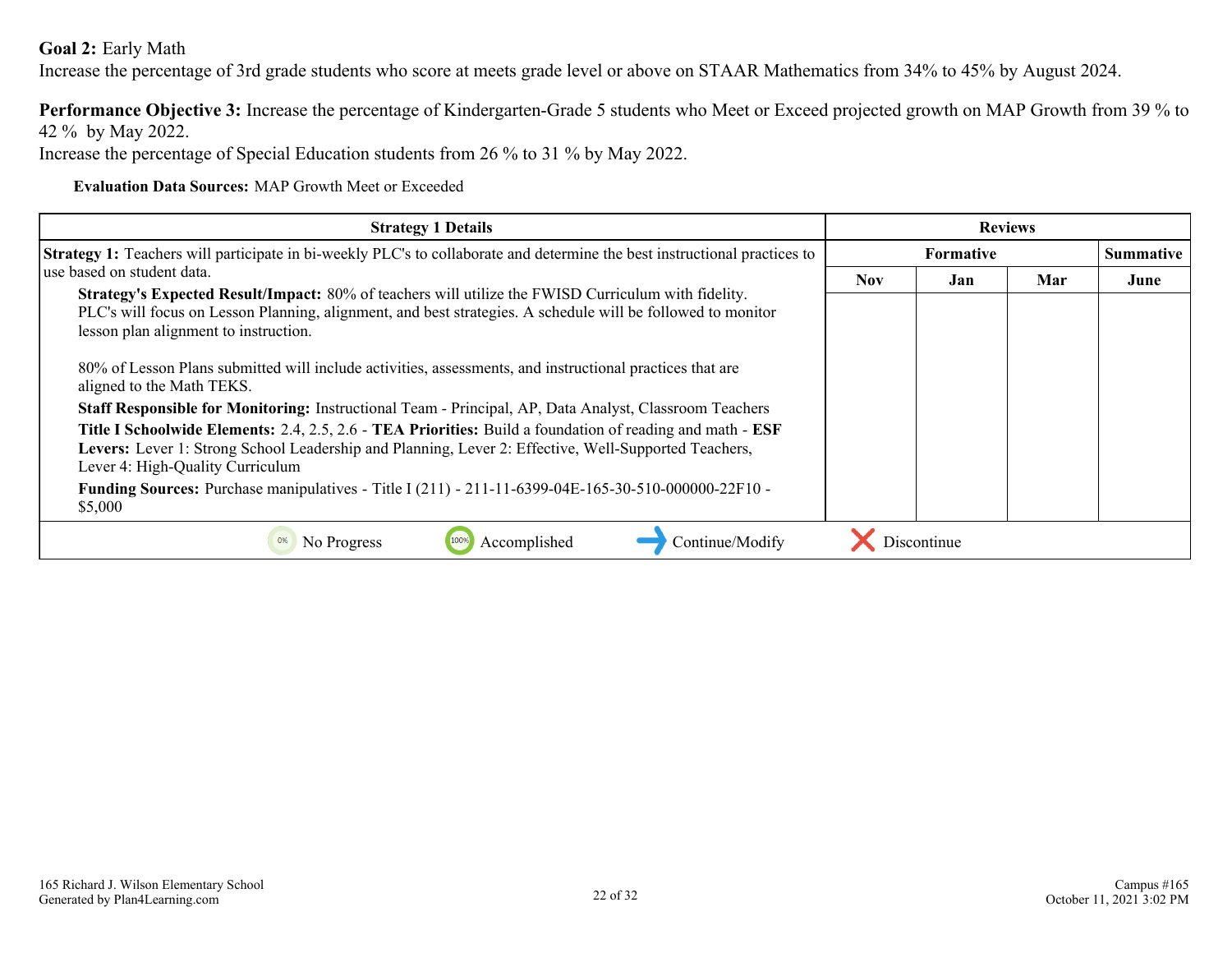**Goal 2:** Early Math
Increase the percentage of 3rd grade students who score at meets grade level or above on STAAR Mathematics from 34% to 45% by August 2024.

**Performance Objective 3:** Increase the percentage of Kindergarten-Grade 5 students who Meet or Exceed projected growth on MAP Growth from 39 % to 42 % by May 2022.
Increase the percentage of Special Education students from 26 % to 31 % by May 2022.

**Evaluation Data Sources:** MAP Growth Meet or Exceeded

| Strategy 1 Details | Reviews | | | |
|---|---|---|---|---|
| | Formative | | | Summative |
| | Nov | Jan | Mar | June |
| **Strategy 1:** Teachers will participate in bi-weekly PLC's to collaborate and determine the best instructional practices to use based on student data.<br>**Strategy's Expected Result/Impact:** 80% of teachers will utilize the FWISD Curriculum with fidelity. PLC's will focus on Lesson Planning, alignment, and best strategies. A schedule will be followed to monitor lesson plan alignment to instruction.<br><br>80% of Lesson Plans submitted will include activities, assessments, and instructional practices that are aligned to the Math TEKS.<br>**Staff Responsible for Monitoring:** Instructional Team - Principal, AP, Data Analyst, Classroom Teachers<br>**Title I Schoolwide Elements:** 2.4, 2.5, 2.6 - **TEA Priorities:** Build a foundation of reading and math - **ESF Levers:** Lever 1: Strong School Leadership and Planning, Lever 2: Effective, Well-Supported Teachers, Lever 4: High-Quality Curriculum<br>**Funding Sources:** Purchase manipulatives - Title I (211) - 211-11-6399-04E-165-30-510-000000-22F10 - $5,000 | | | | |

0% No Progress | 100% Accomplished | → Continue/Modify | ✕ Discontinue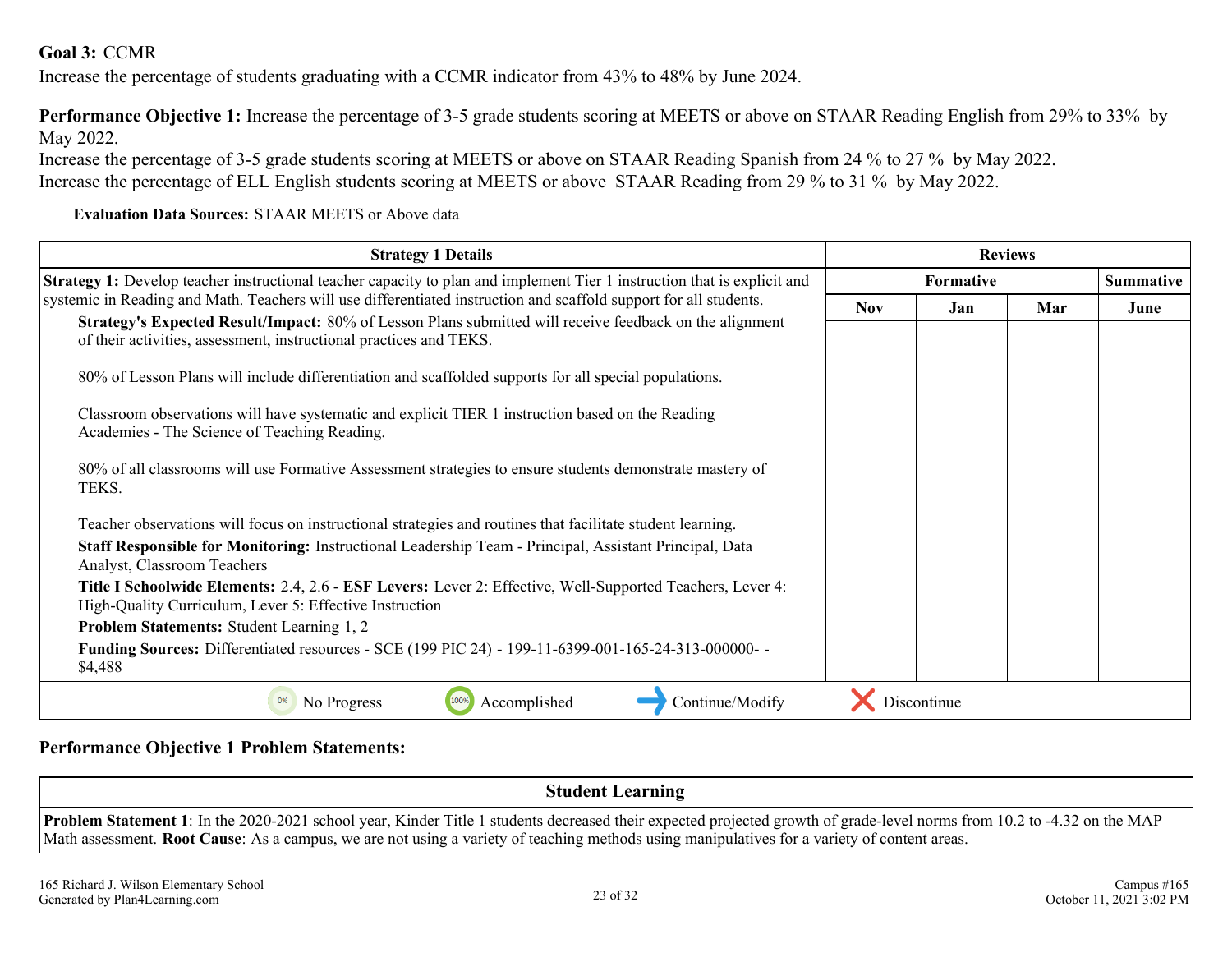**Goal 3:** CCMR
Increase the percentage of students graduating with a CCMR indicator from 43% to 48% by June 2024.

**Performance Objective 1:** Increase the percentage of 3-5 grade students scoring at MEETS or above on STAAR Reading English from 29% to 33% by May 2022.
Increase the percentage of 3-5 grade students scoring at MEETS or above on STAAR Reading Spanish from 24 % to 27 % by May 2022.
Increase the percentage of ELL English students scoring at MEETS or above STAAR Reading from 29 % to 31 % by May 2022.

**Evaluation Data Sources:** STAAR MEETS or Above data

| Strategy 1 Details | Reviews | | | |
|---|---|---|---|---|
| | Formative | | | Summative |
| | Nov | Jan | Mar | June |
| **Strategy 1:** Develop teacher instructional teacher capacity to plan and implement Tier 1 instruction that is explicit and systemic in Reading and Math. Teachers will use differentiated instruction and scaffold support for all students.<br>**Strategy's Expected Result/Impact:** 80% of Lesson Plans submitted will receive feedback on the alignment of their activities, assessment, instructional practices and TEKS.<br><br>80% of Lesson Plans will include differentiation and scaffolded supports for all special populations.<br><br>Classroom observations will have systematic and explicit TIER 1 instruction based on the Reading Academies - The Science of Teaching Reading.<br><br>80% of all classrooms will use Formative Assessment strategies to ensure students demonstrate mastery of TEKS.<br><br>Teacher observations will focus on instructional strategies and routines that facilitate student learning.<br>**Staff Responsible for Monitoring:** Instructional Leadership Team - Principal, Assistant Principal, Data Analyst, Classroom Teachers<br>**Title I Schoolwide Elements:** 2.4, 2.6 - **ESF Levers:** Lever 2: Effective, Well-Supported Teachers, Lever 4: High-Quality Curriculum, Lever 5: Effective Instruction<br>**Problem Statements:** Student Learning 1, 2<br>**Funding Sources:** Differentiated resources - SCE (199 PIC 24) - 199-11-6399-001-165-24-313-000000- - $4,488 | | | | |

0% No Progress | 100% Accomplished | Continue/Modify | Discontinue

**Performance Objective 1 Problem Statements:**

| Student Learning |
|---|
| **Problem Statement 1**: In the 2020-2021 school year, Kinder Title 1 students decreased their expected projected growth of grade-level norms from 10.2 to -4.32 on the MAP Math assessment. **Root Cause**: As a campus, we are not using a variety of teaching methods using manipulatives for a variety of content areas. |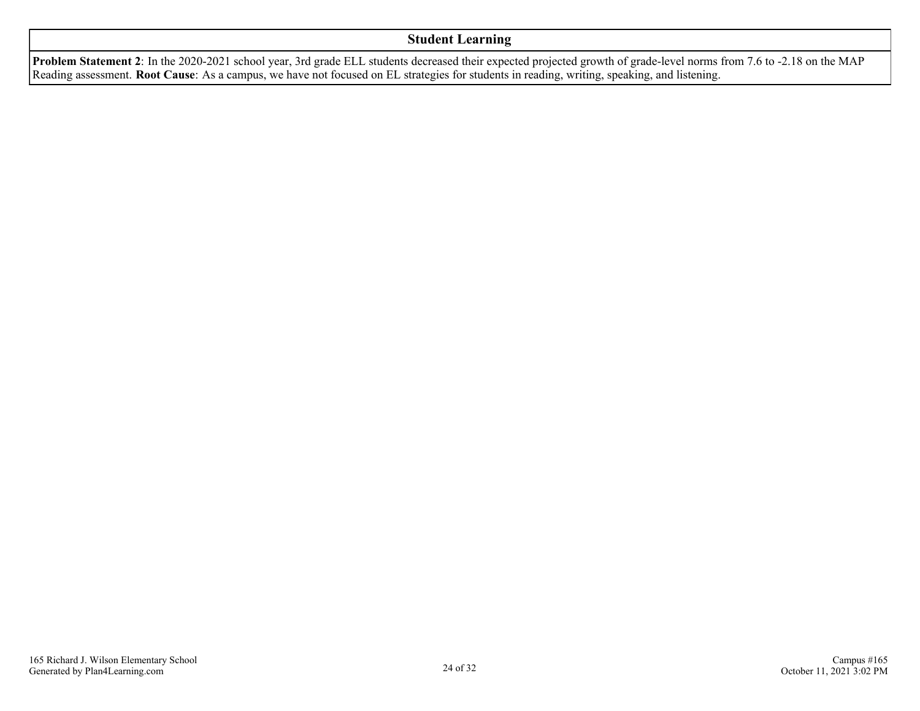| Student Learning |
| --- |
| **Problem Statement 2**: In the 2020-2021 school year, 3rd grade ELL students decreased their expected projected growth of grade-level norms from 7.6 to -2.18 on the MAP Reading assessment. **Root Cause**: As a campus, we have not focused on EL strategies for students in reading, writing, speaking, and listening. |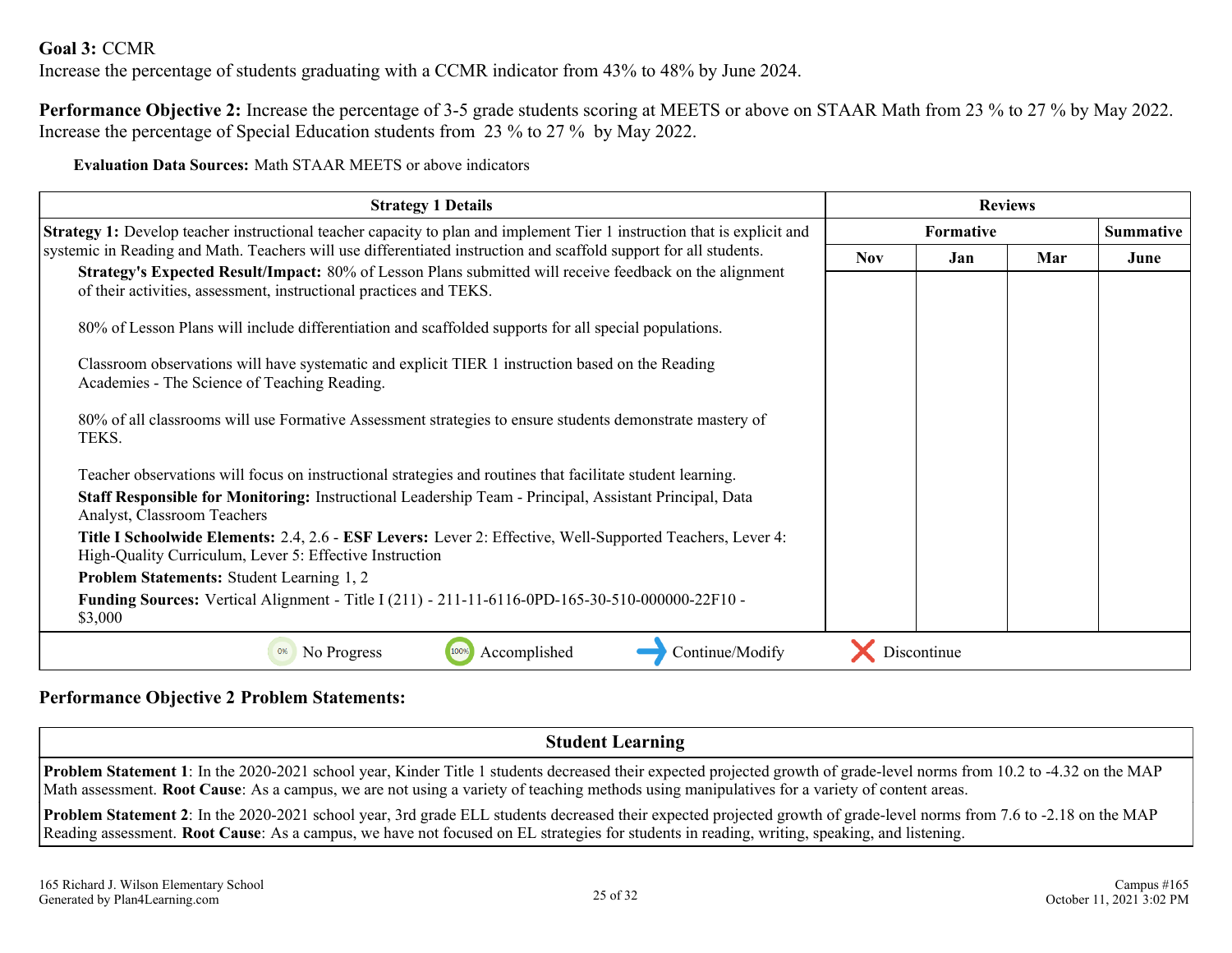**Goal 3:** CCMR
Increase the percentage of students graduating with a CCMR indicator from 43% to 48% by June 2024.

**Performance Objective 2:** Increase the percentage of 3-5 grade students scoring at MEETS or above on STAAR Math from 23 % to 27 % by May 2022. Increase the percentage of Special Education students from 23 % to 27 % by May 2022.

**Evaluation Data Sources:** Math STAAR MEETS or above indicators

| Strategy 1 Details | Reviews | | | |
|---|---|---|---|---|
| | Formative | | | Summative |
| | Nov | Jan | Mar | June |
| **Strategy 1:** Develop teacher instructional teacher capacity to plan and implement Tier 1 instruction that is explicit and systemic in Reading and Math. Teachers will use differentiated instruction and scaffold support for all students.<br>**Strategy's Expected Result/Impact:** 80% of Lesson Plans submitted will receive feedback on the alignment of their activities, assessment, instructional practices and TEKS.<br><br>80% of Lesson Plans will include differentiation and scaffolded supports for all special populations.<br><br>Classroom observations will have systematic and explicit TIER 1 instruction based on the Reading Academies - The Science of Teaching Reading.<br><br>80% of all classrooms will use Formative Assessment strategies to ensure students demonstrate mastery of TEKS.<br><br>Teacher observations will focus on instructional strategies and routines that facilitate student learning.<br>**Staff Responsible for Monitoring:** Instructional Leadership Team - Principal, Assistant Principal, Data Analyst, Classroom Teachers<br>**Title I Schoolwide Elements:** 2.4, 2.6 - **ESF Levers:** Lever 2: Effective, Well-Supported Teachers, Lever 4: High-Quality Curriculum, Lever 5: Effective Instruction<br>**Problem Statements:** Student Learning 1, 2<br>**Funding Sources:** Vertical Alignment - Title I (211) - 211-11-6116-0PD-165-30-510-000000-22F10 - $3,000 | | | | |

0% No Progress | 100% Accomplished | Continue/Modify | Discontinue

**Performance Objective 2 Problem Statements:**

| Student Learning |
|---|
| **Problem Statement 1**: In the 2020-2021 school year, Kinder Title 1 students decreased their expected projected growth of grade-level norms from 10.2 to -4.32 on the MAP Math assessment. **Root Cause**: As a campus, we are not using a variety of teaching methods using manipulatives for a variety of content areas. |
| **Problem Statement 2**: In the 2020-2021 school year, 3rd grade ELL students decreased their expected projected growth of grade-level norms from 7.6 to -2.18 on the MAP Reading assessment. **Root Cause**: As a campus, we have not focused on EL strategies for students in reading, writing, speaking, and listening. |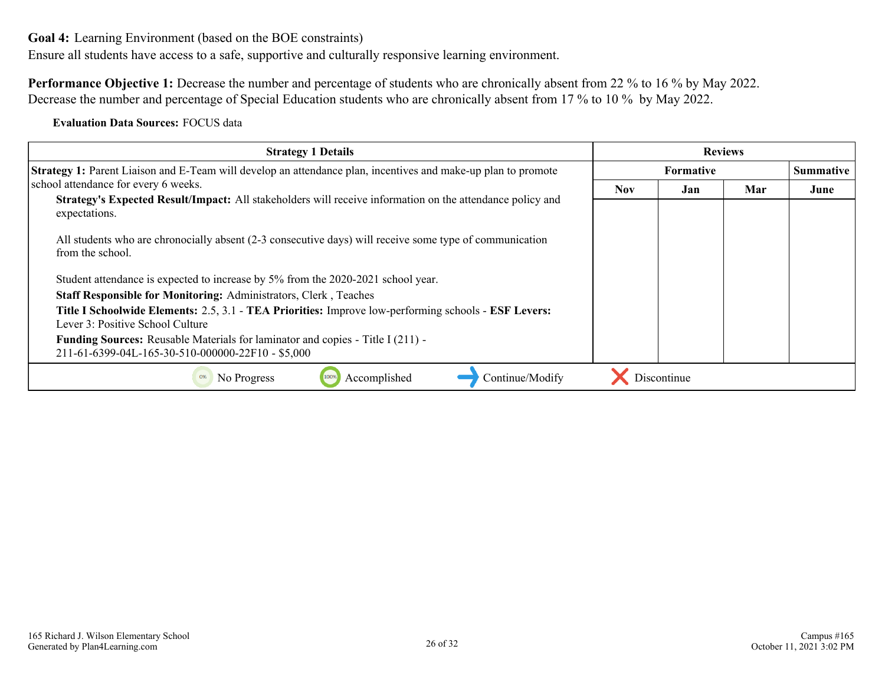**Goal 4:** Learning Environment (based on the BOE constraints)
Ensure all students have access to a safe, supportive and culturally responsive learning environment.

**Performance Objective 1:** Decrease the number and percentage of students who are chronically absent from 22 % to 16 % by May 2022.
Decrease the number and percentage of Special Education students who are chronically absent from 17 % to 10 % by May 2022.

**Evaluation Data Sources:** FOCUS data

| Strategy 1 Details | Reviews | | | |
|---|---|---|---|---|
| | Formative | | | Summative |
| | Nov | Jan | Mar | June |
| **Strategy 1:** Parent Liaison and E-Team will develop an attendance plan, incentives and make-up plan to promote school attendance for every 6 weeks.<br>**Strategy's Expected Result/Impact:** All stakeholders will receive information on the attendance policy and expectations.<br><br>All students who are chronocially absent (2-3 consecutive days) will receive some type of communication from the school.<br><br>Student attendance is expected to increase by 5% from the 2020-2021 school year.<br>**Staff Responsible for Monitoring:** Administrators, Clerk , Teaches<br>**Title I Schoolwide Elements:** 2.5, 3.1 - **TEA Priorities:** Improve low-performing schools - **ESF Levers:** Lever 3: Positive School Culture<br>**Funding Sources:** Reusable Materials for laminator and copies - Title I (211) - 211-61-6399-04L-165-30-510-000000-22F10 - $5,000 | | | | |

0% No Progress | 100% Accomplished | Continue/Modify | Discontinue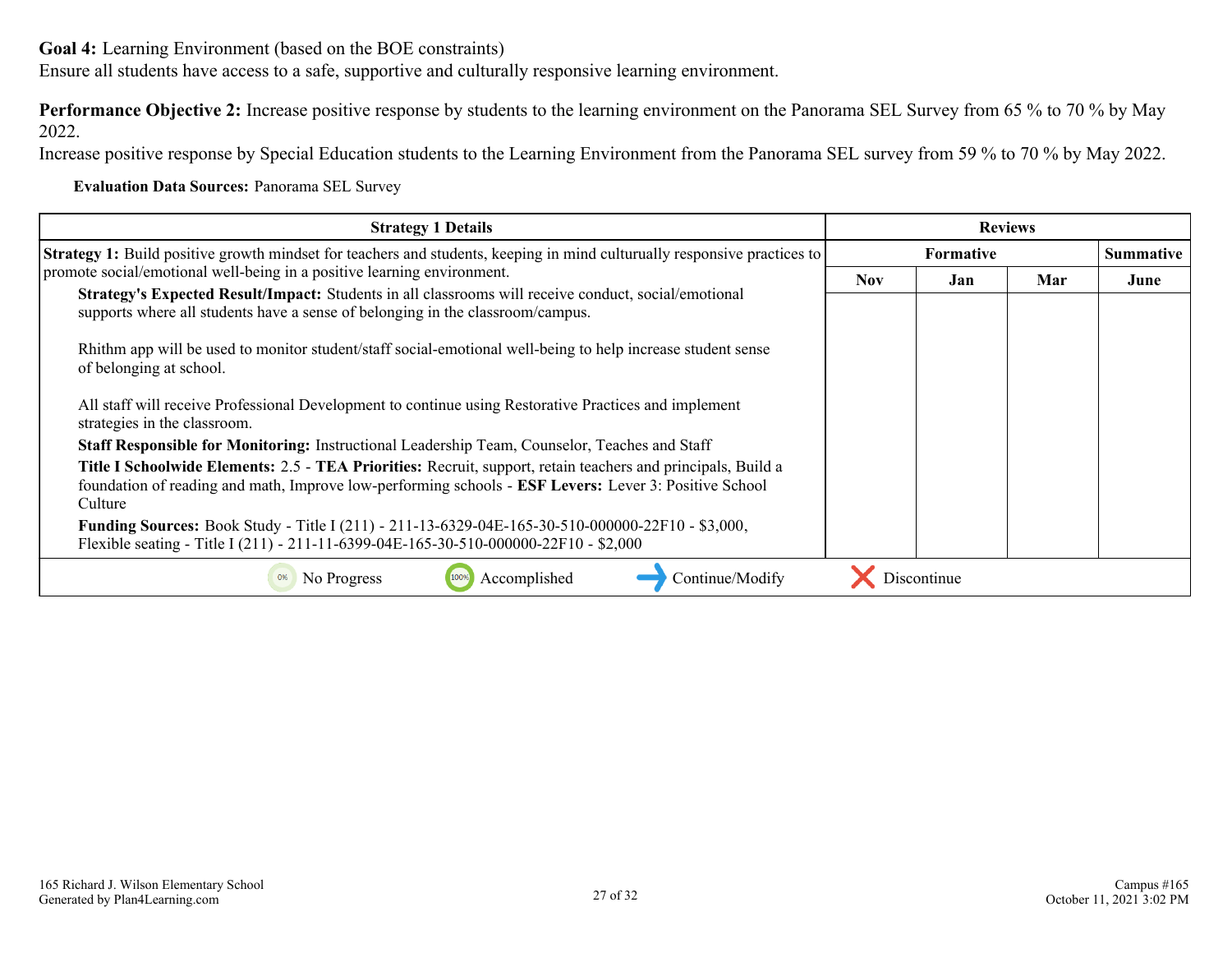**Goal 4:** Learning Environment (based on the BOE constraints)
Ensure all students have access to a safe, supportive and culturally responsive learning environment.

**Performance Objective 2:** Increase positive response by students to the learning environment on the Panorama SEL Survey from 65 % to 70 % by May 2022.
Increase positive response by Special Education students to the Learning Environment from the Panorama SEL survey from 59 % to 70 % by May 2022.

**Evaluation Data Sources:** Panorama SEL Survey

| Strategy 1 Details | Reviews | | | |
|---|---|---|---|---|
| | Formative | | | Summative |
| | Nov | Jan | Mar | June |
| **Strategy 1:** Build positive growth mindset for teachers and students, keeping in mind culturally responsive practices to promote social/emotional well-being in a positive learning environment.<br>**Strategy's Expected Result/Impact:** Students in all classrooms will receive conduct, social/emotional supports where all students have a sense of belonging in the classroom/campus.<br><br>Rhithm app will be used to monitor student/staff social-emotional well-being to help increase student sense of belonging at school.<br><br>All staff will receive Professional Development to continue using Restorative Practices and implement strategies in the classroom.<br>**Staff Responsible for Monitoring:** Instructional Leadership Team, Counselor, Teaches and Staff<br>**Title I Schoolwide Elements:** 2.5 - **TEA Priorities:** Recruit, support, retain teachers and principals, Build a foundation of reading and math, Improve low-performing schools - **ESF Levers:** Lever 3: Positive School Culture<br>**Funding Sources:** Book Study - Title I (211) - 211-13-6329-04E-165-30-510-000000-22F10 - $3,000, Flexible seating - Title I (211) - 211-11-6399-04E-165-30-510-000000-22F10 - $2,000 | | | | |

0% No Progress | 100% Accomplished | Continue/Modify | Discontinue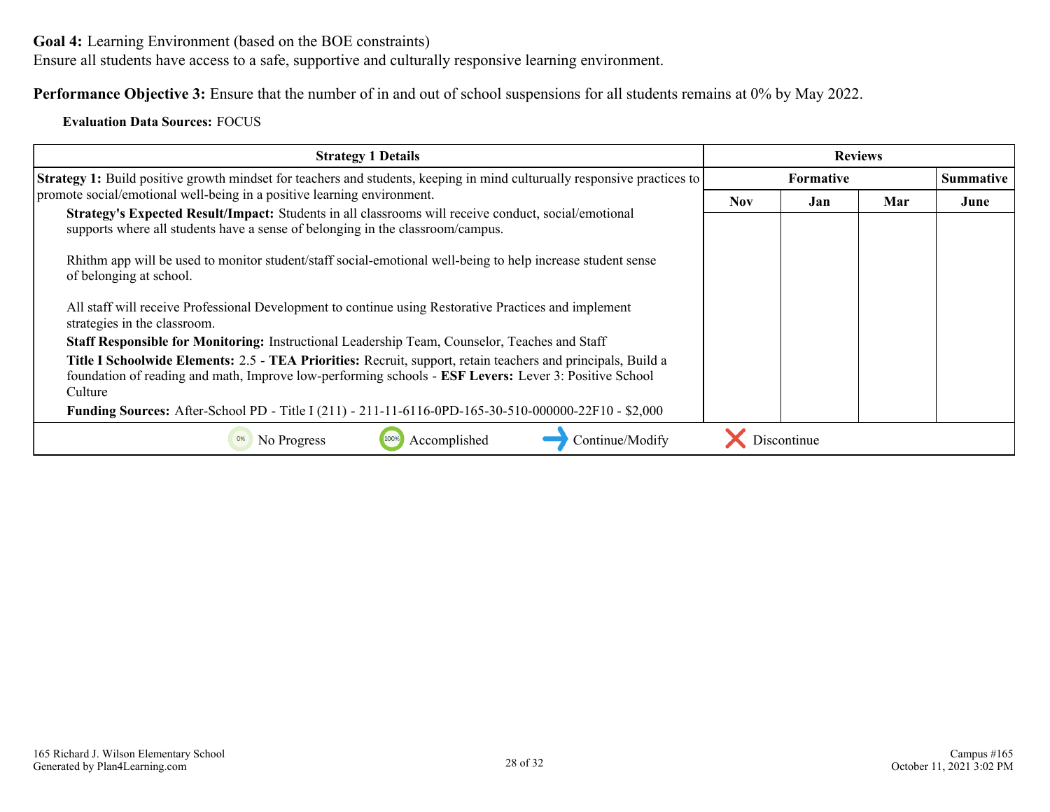**Goal 4:** Learning Environment (based on the BOE constraints)
Ensure all students have access to a safe, supportive and culturally responsive learning environment.

**Performance Objective 3:** Ensure that the number of in and out of school suspensions for all students remains at 0% by May 2022.

**Evaluation Data Sources:** FOCUS

| Strategy 1 Details | Reviews | | | |
|---|---|---|---|---|
| | Formative | | | Summative |
| | Nov | Jan | Mar | June |
| **Strategy 1:** Build positive growth mindset for teachers and students, keeping in mind culturally responsive practices to promote social/emotional well-being in a positive learning environment.<br>**Strategy's Expected Result/Impact:** Students in all classrooms will receive conduct, social/emotional supports where all students have a sense of belonging in the classroom/campus.<br><br>Rhithm app will be used to monitor student/staff social-emotional well-being to help increase student sense of belonging at school.<br><br>All staff will receive Professional Development to continue using Restorative Practices and implement strategies in the classroom.<br>**Staff Responsible for Monitoring:** Instructional Leadership Team, Counselor, Teaches and Staff<br>**Title I Schoolwide Elements:** 2.5 - **TEA Priorities:** Recruit, support, retain teachers and principals, Build a foundation of reading and math, Improve low-performing schools - **ESF Levers:** Lever 3: Positive School Culture<br>**Funding Sources:** After-School PD - Title I (211) - 211-11-6116-0PD-165-30-510-000000-22F10 - $2,000 | | | | |

0% No Progress | 100% Accomplished | → Continue/Modify | ✕ Discontinue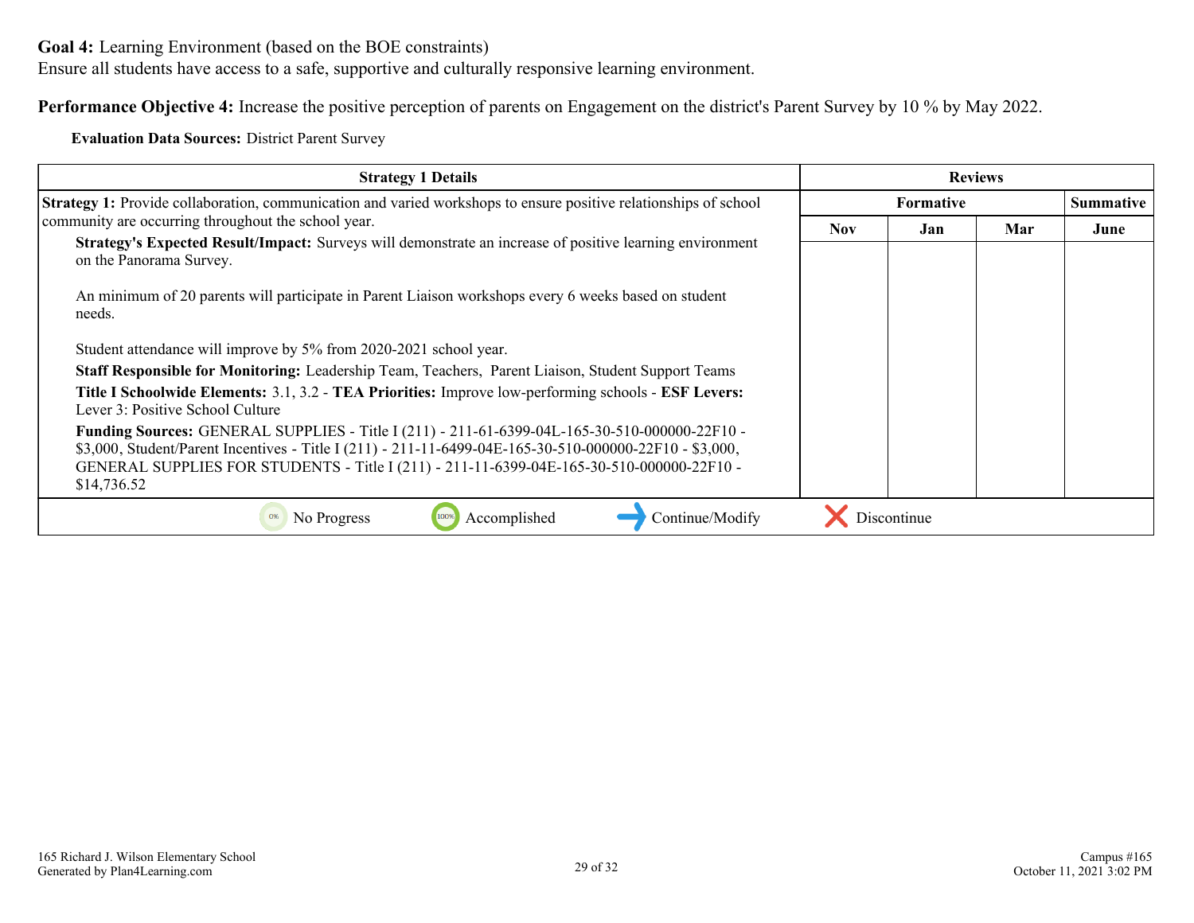**Goal 4:** Learning Environment (based on the BOE constraints)
Ensure all students have access to a safe, supportive and culturally responsive learning environment.

**Performance Objective 4:** Increase the positive perception of parents on Engagement on the district's Parent Survey by 10 % by May 2022.

**Evaluation Data Sources:** District Parent Survey

| Strategy 1 Details | Reviews | | | |
|---|---|---|---|---|
| | Formative | | | Summative |
| | Nov | Jan | Mar | June |
| **Strategy 1:** Provide collaboration, communication and varied workshops to ensure positive relationships of school community are occurring throughout the school year.<br>**Strategy's Expected Result/Impact:** Surveys will demonstrate an increase of positive learning environment on the Panorama Survey.<br><br>An minimum of 20 parents will participate in Parent Liaison workshops every 6 weeks based on student needs.<br><br>Student attendance will improve by 5% from 2020-2021 school year.<br>**Staff Responsible for Monitoring:** Leadership Team, Teachers, Parent Liaison, Student Support Teams<br>**Title I Schoolwide Elements:** 3.1, 3.2 - **TEA Priorities:** Improve low-performing schools - **ESF Levers:** Lever 3: Positive School Culture<br>**Funding Sources:** GENERAL SUPPLIES - Title I (211) - 211-61-6399-04L-165-30-510-000000-22F10 - $3,000, Student/Parent Incentives - Title I (211) - 211-11-6499-04E-165-30-510-000000-22F10 - $3,000, GENERAL SUPPLIES FOR STUDENTS - Title I (211) - 211-11-6399-04E-165-30-510-000000-22F10 - $14,736.52 | | | | |

No Progress | Accomplished | Continue/Modify | Discontinue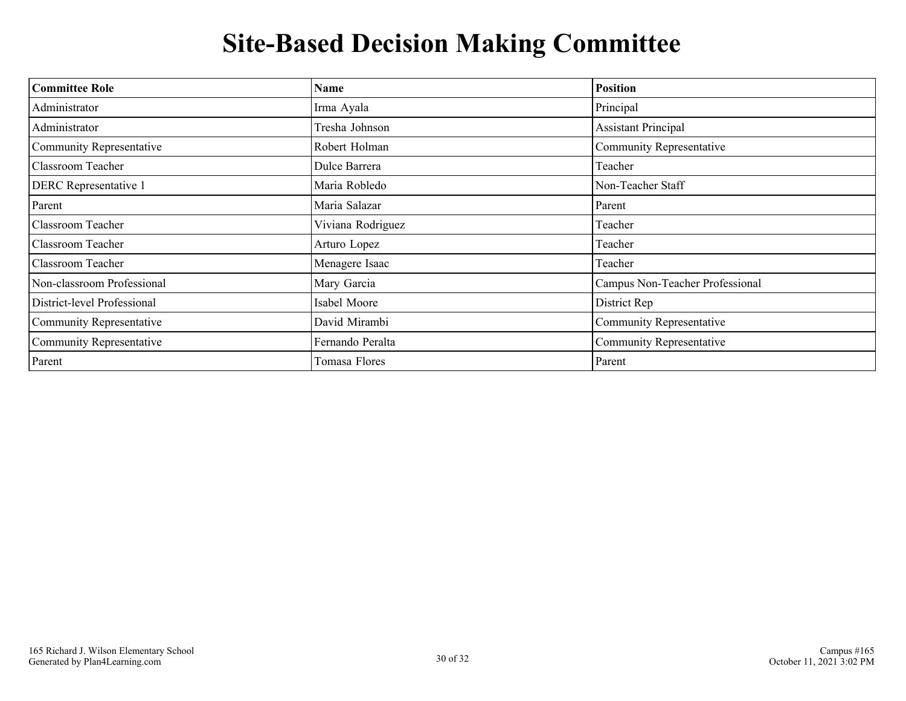# Site-Based Decision Making Committee

| Committee Role | Name | Position |
|---|---|---|
| Administrator | Irma Ayala | Principal |
| Administrator | Tresha Johnson | Assistant Principal |
| Community Representative | Robert Holman | Community Representative |
| Classroom Teacher | Dulce Barrera | Teacher |
| DERC Representative 1 | Maria Robledo | Non-Teacher Staff |
| Parent | Maria Salazar | Parent |
| Classroom Teacher | Viviana Rodriguez | Teacher |
| Classroom Teacher | Arturo Lopez | Teacher |
| Classroom Teacher | Menagere Isaac | Teacher |
| Non-classroom Professional | Mary Garcia | Campus Non-Teacher Professional |
| District-level Professional | Isabel Moore | District Rep |
| Community Representative | David Mirambi | Community Representative |
| Community Representative | Fernando Peralta | Community Representative |
| Parent | Tomasa Flores | Parent |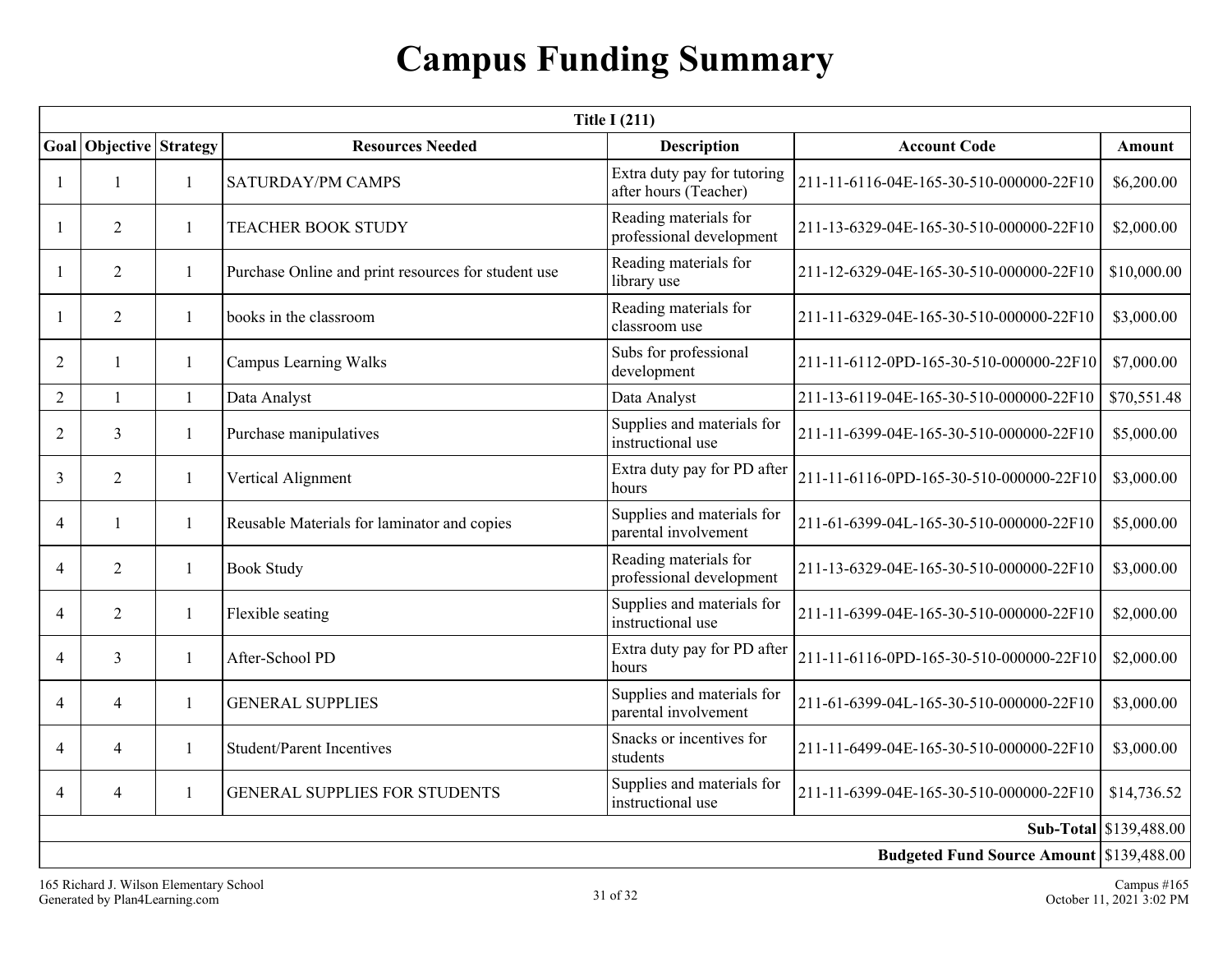# Campus Funding Summary

| Title I (211) | | | | | | |
|---|---|---|---|---|---|---|
| **Goal** | **Objective** | **Strategy** | **Resources Needed** | **Description** | **Account Code** | **Amount** |
| 1 | 1 | 1 | SATURDAY/PM CAMPS | Extra duty pay for tutoring after hours (Teacher) | 211-11-6116-04E-165-30-510-000000-22F10 | $6,200.00 |
| 1 | 2 | 1 | TEACHER BOOK STUDY | Reading materials for professional development | 211-13-6329-04E-165-30-510-000000-22F10 | $2,000.00 |
| 1 | 2 | 1 | Purchase Online and print resources for student use | Reading materials for library use | 211-12-6329-04E-165-30-510-000000-22F10 | $10,000.00 |
| 1 | 2 | 1 | books in the classroom | Reading materials for classroom use | 211-11-6329-04E-165-30-510-000000-22F10 | $3,000.00 |
| 2 | 1 | 1 | Campus Learning Walks | Subs for professional development | 211-11-6112-0PD-165-30-510-000000-22F10 | $7,000.00 |
| 2 | 1 | 1 | Data Analyst | Data Analyst | 211-13-6119-04E-165-30-510-000000-22F10 | $70,551.48 |
| 2 | 3 | 1 | Purchase manipulatives | Supplies and materials for instructional use | 211-11-6399-04E-165-30-510-000000-22F10 | $5,000.00 |
| 3 | 2 | 1 | Vertical Alignment | Extra duty pay for PD after hours | 211-11-6116-0PD-165-30-510-000000-22F10 | $3,000.00 |
| 4 | 1 | 1 | Reusable Materials for laminator and copies | Supplies and materials for parental involvement | 211-61-6399-04L-165-30-510-000000-22F10 | $5,000.00 |
| 4 | 2 | 1 | Book Study | Reading materials for professional development | 211-13-6329-04E-165-30-510-000000-22F10 | $3,000.00 |
| 4 | 2 | 1 | Flexible seating | Supplies and materials for instructional use | 211-11-6399-04E-165-30-510-000000-22F10 | $2,000.00 |
| 4 | 3 | 1 | After-School PD | Extra duty pay for PD after hours | 211-11-6116-0PD-165-30-510-000000-22F10 | $2,000.00 |
| 4 | 4 | 1 | GENERAL SUPPLIES | Supplies and materials for parental involvement | 211-61-6399-04L-165-30-510-000000-22F10 | $3,000.00 |
| 4 | 4 | 1 | Student/Parent Incentives | Snacks or incentives for students | 211-11-6499-04E-165-30-510-000000-22F10 | $3,000.00 |
| 4 | 4 | 1 | GENERAL SUPPLIES FOR STUDENTS | Supplies and materials for instructional use | 211-11-6399-04E-165-30-510-000000-22F10 | $14,736.52 |
| | | | | | **Sub-Total** | $139,488.00 |
| | | | | | **Budgeted Fund Source Amount** | $139,488.00 |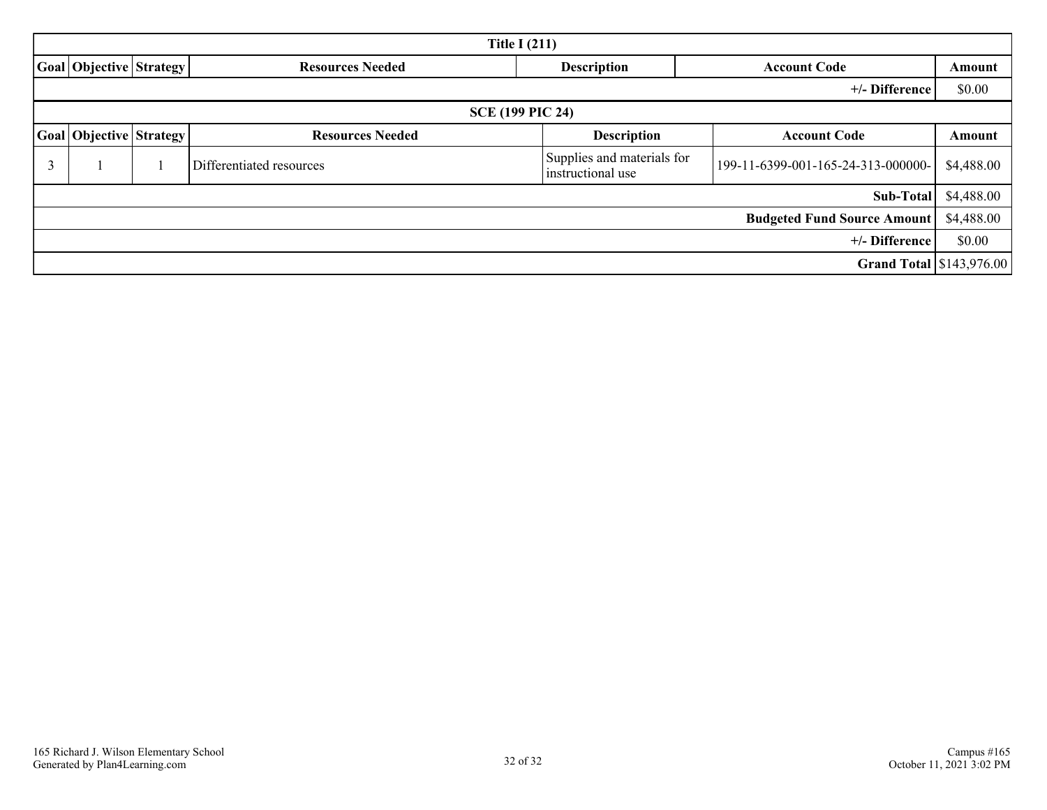| Title I (211) | | | | | | |
|---|---|---|---|---|---|---|
| **Goal** | **Objective** | **Strategy** | **Resources Needed** | **Description** | **Account Code** | **Amount** |
| | | | | | **+/- Difference** | $0.00 |

| SCE (199 PIC 24) | | | | | | |
|---|---|---|---|---|---|---|
| **Goal** | **Objective** | **Strategy** | **Resources Needed** | **Description** | **Account Code** | **Amount** |
| 3 | 1 | 1 | Differentiated resources | Supplies and materials for instructional use | 199-11-6399-001-165-24-313-000000- | $4,488.00 |
| | | | | | **Sub-Total** | $4,488.00 |
| | | | | | **Budgeted Fund Source Amount** | $4,488.00 |
| | | | | | **+/- Difference** | $0.00 |
| | | | | | **Grand Total** | $143,976.00 |